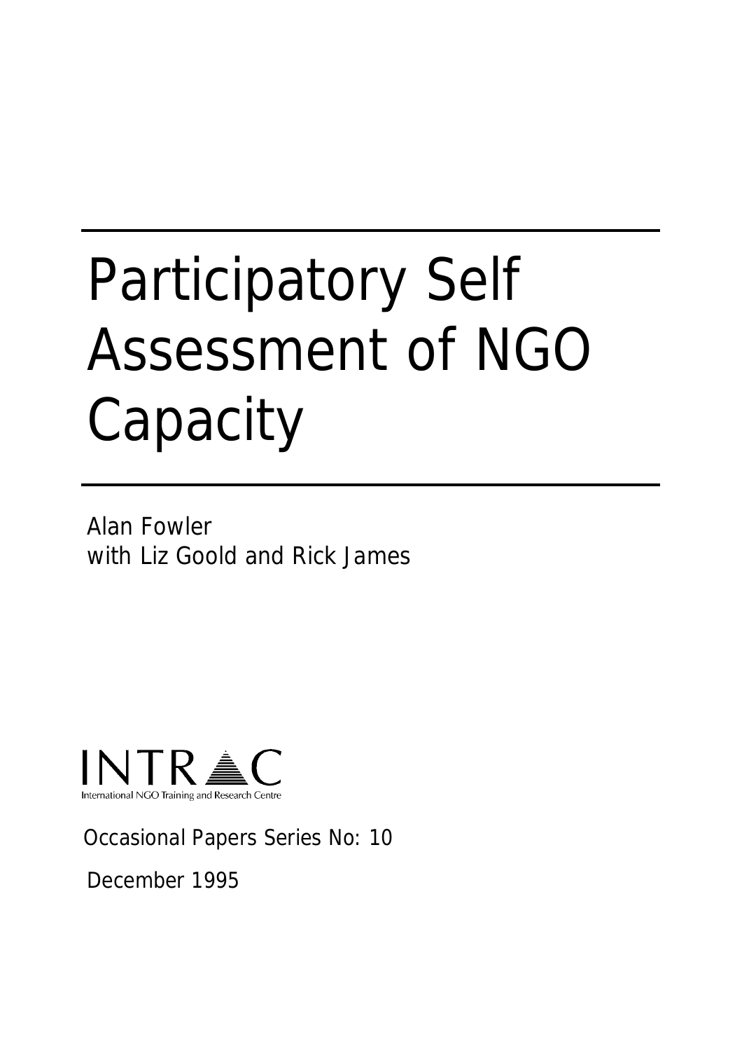# Participatory Self Assessment of NGO Capacity

Alan Fowler
with Liz Goold and Rick James

INTRAC
International NGO Training and Research Centre

Occasional Papers Series No: 10

December 1995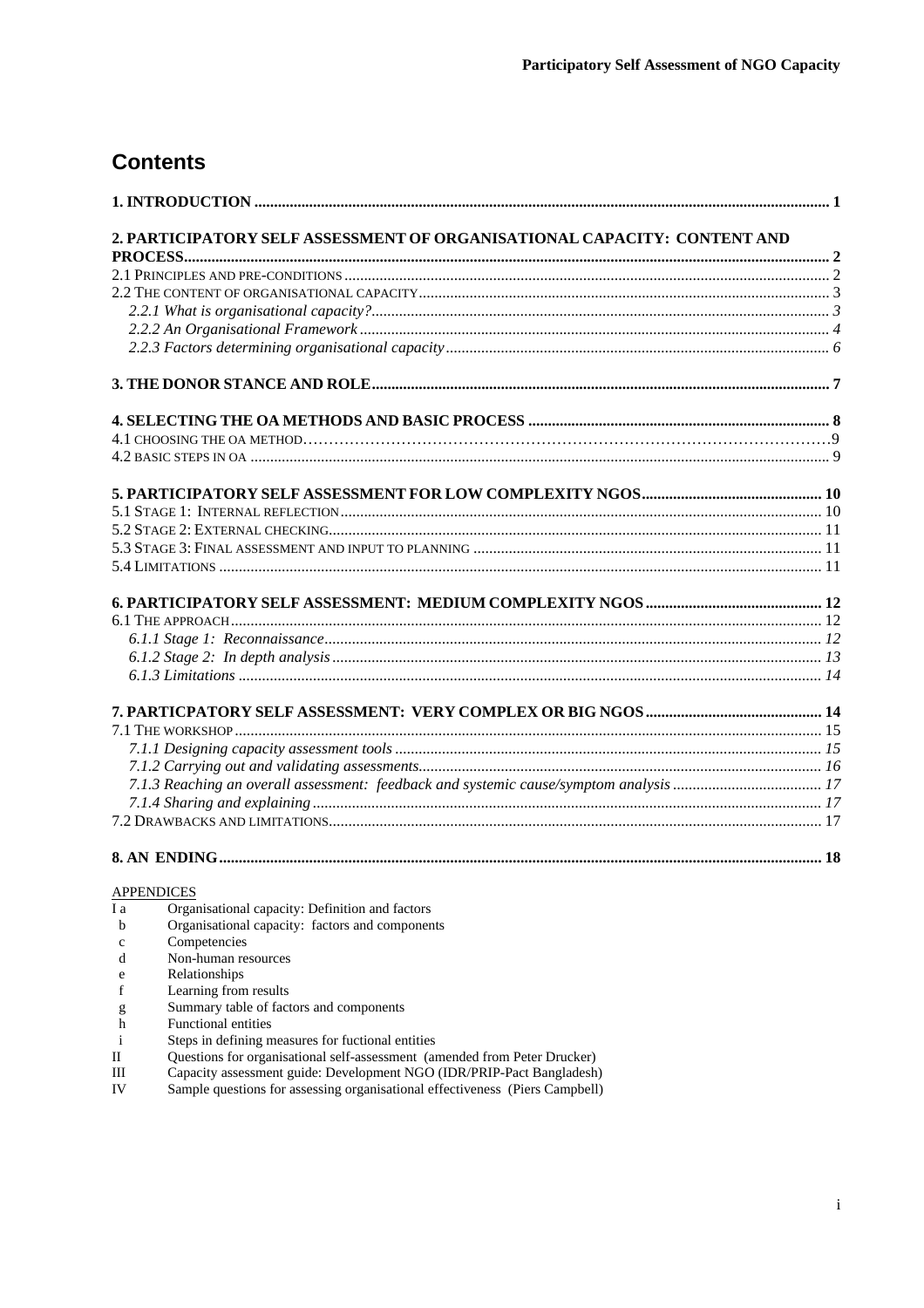# Contents

**1. INTRODUCTION** .......... **1**

**2. PARTICIPATORY SELF ASSESSMENT OF ORGANISATIONAL CAPACITY: CONTENT AND PROCESS** .......... **2**

2.1 PRINCIPLES AND PRE-CONDITIONS .......... 2

2.2 THE CONTENT OF ORGANISATIONAL CAPACITY .......... 3

*2.2.1 What is organisational capacity?* .......... *3*

*2.2.2 An Organisational Framework* .......... *4*

*2.2.3 Factors determining organisational capacity* .......... *6*

**3. THE DONOR STANCE AND ROLE** .......... **7**

**4. SELECTING THE OA METHODS AND BASIC PROCESS** .......... **8**

4.1 CHOOSING THE OA METHOD .......... 9

4.2 BASIC STEPS IN OA .......... 9

**5. PARTICIPATORY SELF ASSESSMENT FOR LOW COMPLEXITY NGOS** .......... **10**

5.1 STAGE 1: INTERNAL REFLECTION .......... 10

5.2 STAGE 2: EXTERNAL CHECKING .......... 11

5.3 STAGE 3: FINAL ASSESSMENT AND INPUT TO PLANNING .......... 11

5.4 LIMITATIONS .......... 11

**6. PARTICIPATORY SELF ASSESSMENT: MEDIUM COMPLEXITY NGOS** .......... **12**

6.1 THE APPROACH .......... 12

*6.1.1 Stage 1: Reconnaissance* .......... *12*

*6.1.2 Stage 2: In depth analysis* .......... *13*

*6.1.3 Limitations* .......... *14*

**7. PARTICPATORY SELF ASSESSMENT: VERY COMPLEX OR BIG NGOS** .......... **14**

7.1 THE WORKSHOP .......... 15

*7.1.1 Designing capacity assessment tools* .......... *15*

*7.1.2 Carrying out and validating assessments* .......... *16*

*7.1.3 Reaching an overall assessment: feedback and systemic cause/symptom analysis* .......... *17*

*7.1.4 Sharing and explaining* .......... *17*

7.2 DRAWBACKS AND LIMITATIONS .......... 17

**8. AN ENDING** .......... **18**

APPENDICES

- I a Organisational capacity: Definition and factors
- b Organisational capacity: factors and components
- c Competencies
- d Non-human resources
- e Relationships
- f Learning from results
- g Summary table of factors and components
- h Functional entities
- i Steps in defining measures for fuctional entities
- II Questions for organisational self-assessment (amended from Peter Drucker)
- III Capacity assessment guide: Development NGO (IDR/PRIP-Pact Bangladesh)
- IV Sample questions for assessing organisational effectiveness (Piers Campbell)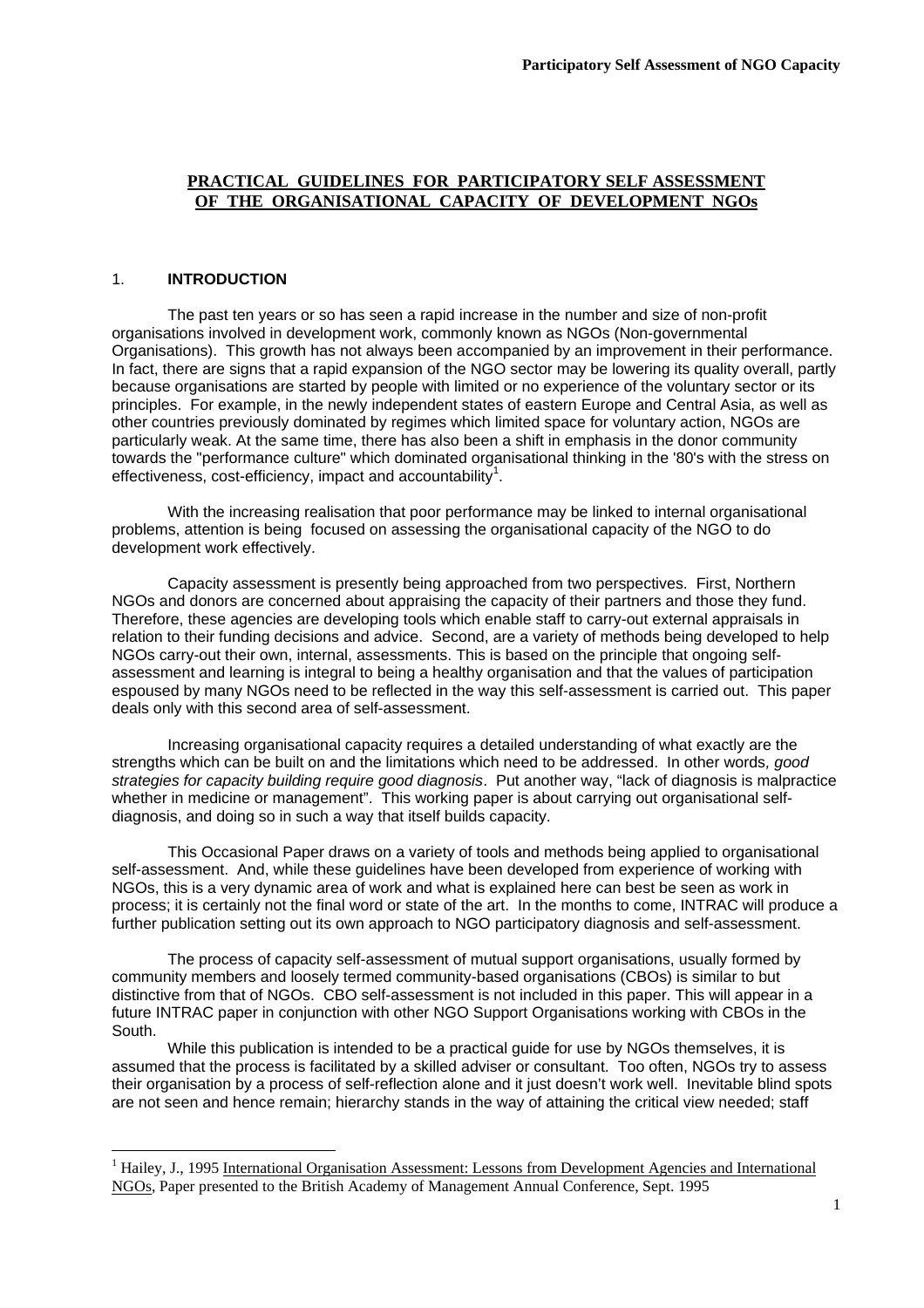## PRACTICAL GUIDELINES FOR PARTICIPATORY SELF ASSESSMENT OF THE ORGANISATIONAL CAPACITY OF DEVELOPMENT NGOs

### 1. INTRODUCTION

The past ten years or so has seen a rapid increase in the number and size of non-profit organisations involved in development work, commonly known as NGOs (Non-governmental Organisations). This growth has not always been accompanied by an improvement in their performance. In fact, there are signs that a rapid expansion of the NGO sector may be lowering its quality overall, partly because organisations are started by people with limited or no experience of the voluntary sector or its principles. For example, in the newly independent states of eastern Europe and Central Asia, as well as other countries previously dominated by regimes which limited space for voluntary action, NGOs are particularly weak. At the same time, there has also been a shift in emphasis in the donor community towards the "performance culture" which dominated organisational thinking in the '80's with the stress on effectiveness, cost-efficiency, impact and accountability[1].

With the increasing realisation that poor performance may be linked to internal organisational problems, attention is being focused on assessing the organisational capacity of the NGO to do development work effectively.

Capacity assessment is presently being approached from two perspectives. First, Northern NGOs and donors are concerned about appraising the capacity of their partners and those they fund. Therefore, these agencies are developing tools which enable staff to carry-out external appraisals in relation to their funding decisions and advice. Second, are a variety of methods being developed to help NGOs carry-out their own, internal, assessments. This is based on the principle that ongoing self-assessment and learning is integral to being a healthy organisation and that the values of participation espoused by many NGOs need to be reflected in the way this self-assessment is carried out. This paper deals only with this second area of self-assessment.

Increasing organisational capacity requires a detailed understanding of what exactly are the strengths which can be built on and the limitations which need to be addressed. In other words, *good strategies for capacity building require good diagnosis*. Put another way, "lack of diagnosis is malpractice whether in medicine or management". This working paper is about carrying out organisational self-diagnosis, and doing so in such a way that itself builds capacity.

This Occasional Paper draws on a variety of tools and methods being applied to organisational self-assessment. And, while these guidelines have been developed from experience of working with NGOs, this is a very dynamic area of work and what is explained here can best be seen as work in process; it is certainly not the final word or state of the art. In the months to come, INTRAC will produce a further publication setting out its own approach to NGO participatory diagnosis and self-assessment.

The process of capacity self-assessment of mutual support organisations, usually formed by community members and loosely termed community-based organisations (CBOs) is similar to but distinctive from that of NGOs. CBO self-assessment is not included in this paper. This will appear in a future INTRAC paper in conjunction with other NGO Support Organisations working with CBOs in the South.

While this publication is intended to be a practical guide for use by NGOs themselves, it is assumed that the process is facilitated by a skilled adviser or consultant. Too often, NGOs try to assess their organisation by a process of self-reflection alone and it just doesn't work well. Inevitable blind spots are not seen and hence remain; hierarchy stands in the way of attaining the critical view needed; staff

[1] Hailey, J., 1995 International Organisation Assessment: Lessons from Development Agencies and International NGOs, Paper presented to the British Academy of Management Annual Conference, Sept. 1995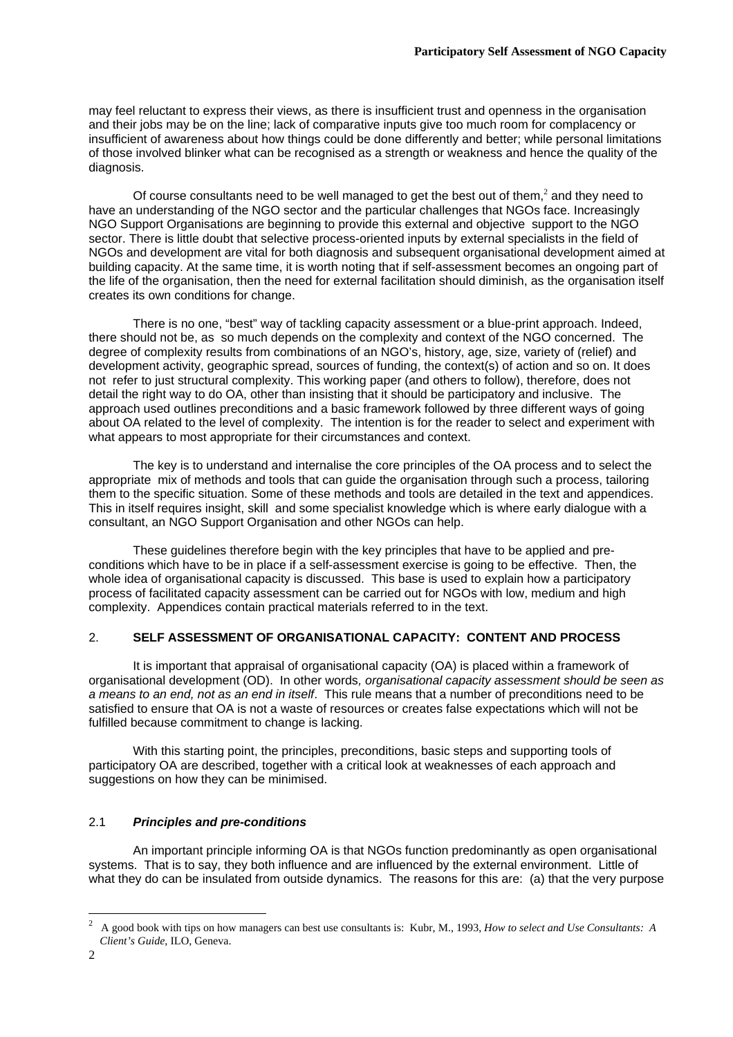may feel reluctant to express their views, as there is insufficient trust and openness in the organisation and their jobs may be on the line; lack of comparative inputs give too much room for complacency or insufficient of awareness about how things could be done differently and better; while personal limitations of those involved blinker what can be recognised as a strength or weakness and hence the quality of the diagnosis.

Of course consultants need to be well managed to get the best out of them,[2] and they need to have an understanding of the NGO sector and the particular challenges that NGOs face. Increasingly NGO Support Organisations are beginning to provide this external and objective support to the NGO sector. There is little doubt that selective process-oriented inputs by external specialists in the field of NGOs and development are vital for both diagnosis and subsequent organisational development aimed at building capacity. At the same time, it is worth noting that if self-assessment becomes an ongoing part of the life of the organisation, then the need for external facilitation should diminish, as the organisation itself creates its own conditions for change.

There is no one, "best" way of tackling capacity assessment or a blue-print approach. Indeed, there should not be, as so much depends on the complexity and context of the NGO concerned. The degree of complexity results from combinations of an NGO's, history, age, size, variety of (relief) and development activity, geographic spread, sources of funding, the context(s) of action and so on. It does not refer to just structural complexity. This working paper (and others to follow), therefore, does not detail the right way to do OA, other than insisting that it should be participatory and inclusive. The approach used outlines preconditions and a basic framework followed by three different ways of going about OA related to the level of complexity. The intention is for the reader to select and experiment with what appears to most appropriate for their circumstances and context.

The key is to understand and internalise the core principles of the OA process and to select the appropriate mix of methods and tools that can guide the organisation through such a process, tailoring them to the specific situation. Some of these methods and tools are detailed in the text and appendices. This in itself requires insight, skill and some specialist knowledge which is where early dialogue with a consultant, an NGO Support Organisation and other NGOs can help.

These guidelines therefore begin with the key principles that have to be applied and pre-conditions which have to be in place if a self-assessment exercise is going to be effective. Then, the whole idea of organisational capacity is discussed. This base is used to explain how a participatory process of facilitated capacity assessment can be carried out for NGOs with low, medium and high complexity. Appendices contain practical materials referred to in the text.

## 2. SELF ASSESSMENT OF ORGANISATIONAL CAPACITY: CONTENT AND PROCESS

It is important that appraisal of organisational capacity (OA) is placed within a framework of organisational development (OD). In other words, *organisational capacity assessment should be seen as a means to an end, not as an end in itself*. This rule means that a number of preconditions need to be satisfied to ensure that OA is not a waste of resources or creates false expectations which will not be fulfilled because commitment to change is lacking.

With this starting point, the principles, preconditions, basic steps and supporting tools of participatory OA are described, together with a critical look at weaknesses of each approach and suggestions on how they can be minimised.

### 2.1 *Principles and pre-conditions*

An important principle informing OA is that NGOs function predominantly as open organisational systems. That is to say, they both influence and are influenced by the external environment. Little of what they do can be insulated from outside dynamics. The reasons for this are: (a) that the very purpose

---

[2] A good book with tips on how managers can best use consultants is: Kubr, M., 1993, *How to select and Use Consultants: A Client's Guide*, ILO, Geneva.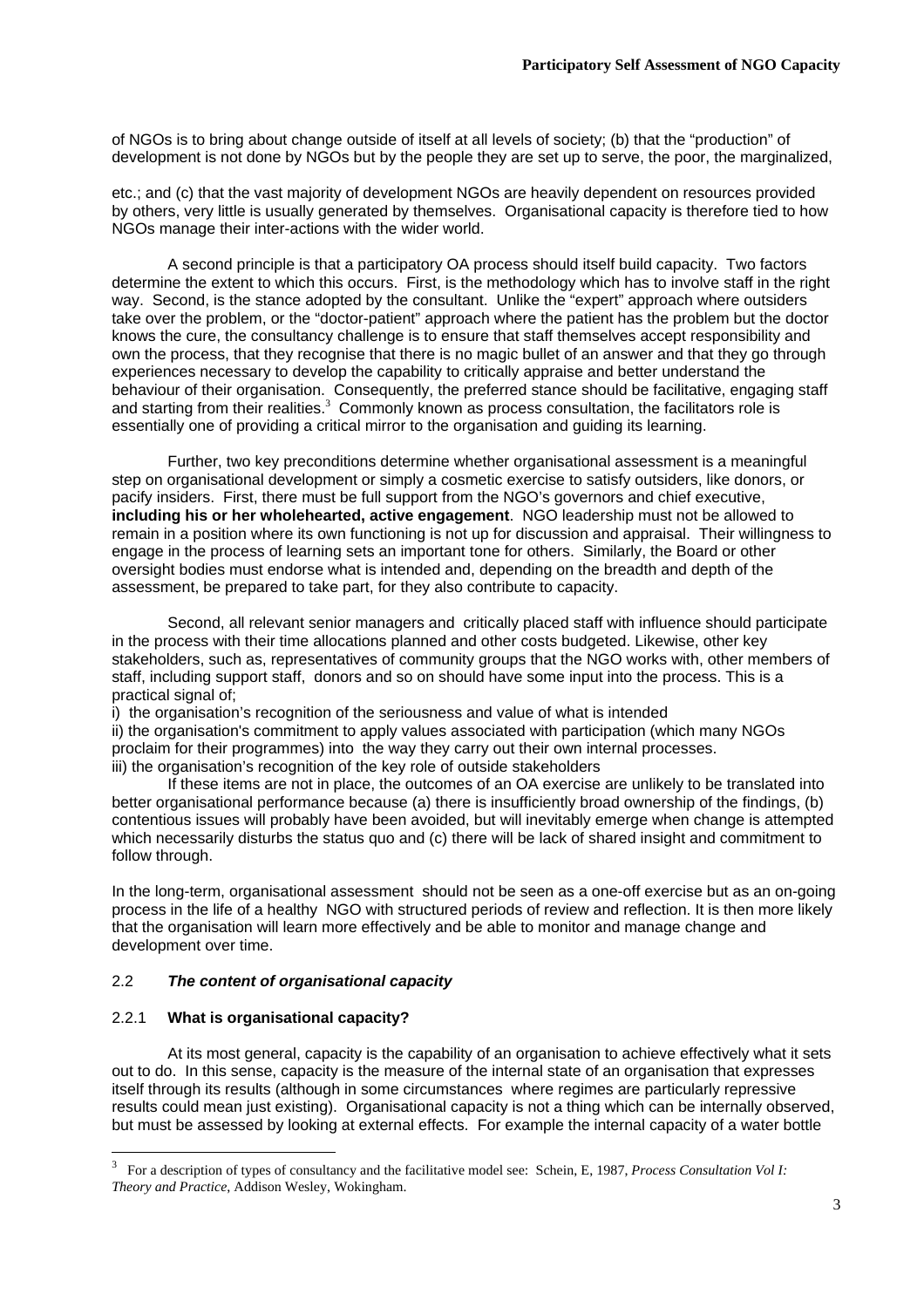of NGOs is to bring about change outside of itself at all levels of society; (b) that the "production" of development is not done by NGOs but by the people they are set up to serve, the poor, the marginalized,

etc.; and (c) that the vast majority of development NGOs are heavily dependent on resources provided by others, very little is usually generated by themselves. Organisational capacity is therefore tied to how NGOs manage their inter-actions with the wider world.

A second principle is that a participatory OA process should itself build capacity. Two factors determine the extent to which this occurs. First, is the methodology which has to involve staff in the right way. Second, is the stance adopted by the consultant. Unlike the "expert" approach where outsiders take over the problem, or the "doctor-patient" approach where the patient has the problem but the doctor knows the cure, the consultancy challenge is to ensure that staff themselves accept responsibility and own the process, that they recognise that there is no magic bullet of an answer and that they go through experiences necessary to develop the capability to critically appraise and better understand the behaviour of their organisation. Consequently, the preferred stance should be facilitative, engaging staff and starting from their realities.[3] Commonly known as process consultation, the facilitators role is essentially one of providing a critical mirror to the organisation and guiding its learning.

Further, two key preconditions determine whether organisational assessment is a meaningful step on organisational development or simply a cosmetic exercise to satisfy outsiders, like donors, or pacify insiders. First, there must be full support from the NGO's governors and chief executive, **including his or her wholehearted, active engagement**. NGO leadership must not be allowed to remain in a position where its own functioning is not up for discussion and appraisal. Their willingness to engage in the process of learning sets an important tone for others. Similarly, the Board or other oversight bodies must endorse what is intended and, depending on the breadth and depth of the assessment, be prepared to take part, for they also contribute to capacity.

Second, all relevant senior managers and critically placed staff with influence should participate in the process with their time allocations planned and other costs budgeted. Likewise, other key stakeholders, such as, representatives of community groups that the NGO works with, other members of staff, including support staff, donors and so on should have some input into the process. This is a practical signal of;

i) the organisation's recognition of the seriousness and value of what is intended
ii) the organisation's commitment to apply values associated with participation (which many NGOs proclaim for their programmes) into the way they carry out their own internal processes.
iii) the organisation's recognition of the key role of outside stakeholders

If these items are not in place, the outcomes of an OA exercise are unlikely to be translated into better organisational performance because (a) there is insufficiently broad ownership of the findings, (b) contentious issues will probably have been avoided, but will inevitably emerge when change is attempted which necessarily disturbs the status quo and (c) there will be lack of shared insight and commitment to follow through.

In the long-term, organisational assessment should not be seen as a one-off exercise but as an on-going process in the life of a healthy NGO with structured periods of review and reflection. It is then more likely that the organisation will learn more effectively and be able to monitor and manage change and development over time.

## 2.2 *The content of organisational capacity*

### 2.2.1 What is organisational capacity?

At its most general, capacity is the capability of an organisation to achieve effectively what it sets out to do. In this sense, capacity is the measure of the internal state of an organisation that expresses itself through its results (although in some circumstances where regimes are particularly repressive results could mean just existing). Organisational capacity is not a thing which can be internally observed, but must be assessed by looking at external effects. For example the internal capacity of a water bottle

---

[3] For a description of types of consultancy and the facilitative model see: Schein, E, 1987, *Process Consultation Vol I: Theory and Practice*, Addison Wesley, Wokingham.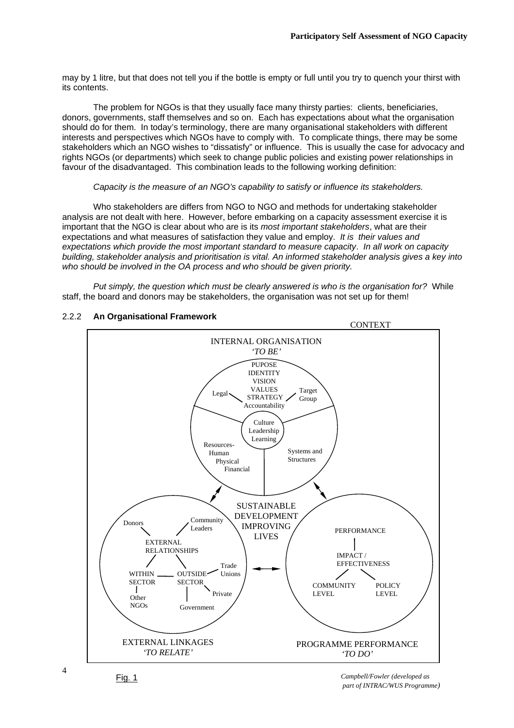may by 1 litre, but that does not tell you if the bottle is empty or full until you try to quench your thirst with its contents.

The problem for NGOs is that they usually face many thirsty parties: clients, beneficiaries, donors, governments, staff themselves and so on. Each has expectations about what the organisation should do for them. In today's terminology, there are many organisational stakeholders with different interests and perspectives which NGOs have to comply with. To complicate things, there may be some stakeholders which an NGO wishes to "dissatisfy" or influence. This is usually the case for advocacy and rights NGOs (or departments) which seek to change public policies and existing power relationships in favour of the disadvantaged. This combination leads to the following working definition:

*Capacity is the measure of an NGO's capability to satisfy or influence its stakeholders.*

Who stakeholders are differs from NGO to NGO and methods for undertaking stakeholder analysis are not dealt with here. However, before embarking on a capacity assessment exercise it is important that the NGO is clear about who are is its *most important stakeholders*, what are their expectations and what measures of satisfaction they value and employ. *It is their values and expectations which provide the most important standard to measure capacity*. *In all work on capacity building, stakeholder analysis and prioritisation is vital. An informed stakeholder analysis gives a key into who should be involved in the OA process and who should be given priority.*

*Put simply, the question which must be clearly answered is who is the organisation for?* While staff, the board and donors may be stakeholders, the organisation was not set up for them!

### 2.2.2 **An Organisational Framework**

CONTEXT

**INTERNAL ORGANISATION** *'TO BE'*
- PUPOSE, IDENTITY, VISION, VALUES, STRATEGY, Accountability
- Legal
- Target Group
- Culture, Leadership, Learning
- Resources- Human, Physical, Financial
- Systems and Structures

**SUSTAINABLE DEVELOPMENT IMPROVING LIVES**

**EXTERNAL LINKAGES** *'TO RELATE'*
- EXTERNAL RELATIONSHIPS
- Donors
- Community Leaders
- WITHIN SECTOR – Other NGOs
- OUTSIDE SECTOR – Trade Unions, Private, Government

**PROGRAMME PERFORMANCE** *'TO DO'*
- PERFORMANCE
- IMPACT / EFFECTIVENESS
- COMMUNITY LEVEL
- POLICY LEVEL

Fig. 1

*Campbell/Fowler (developed as part of INTRAC/WUS Programme)*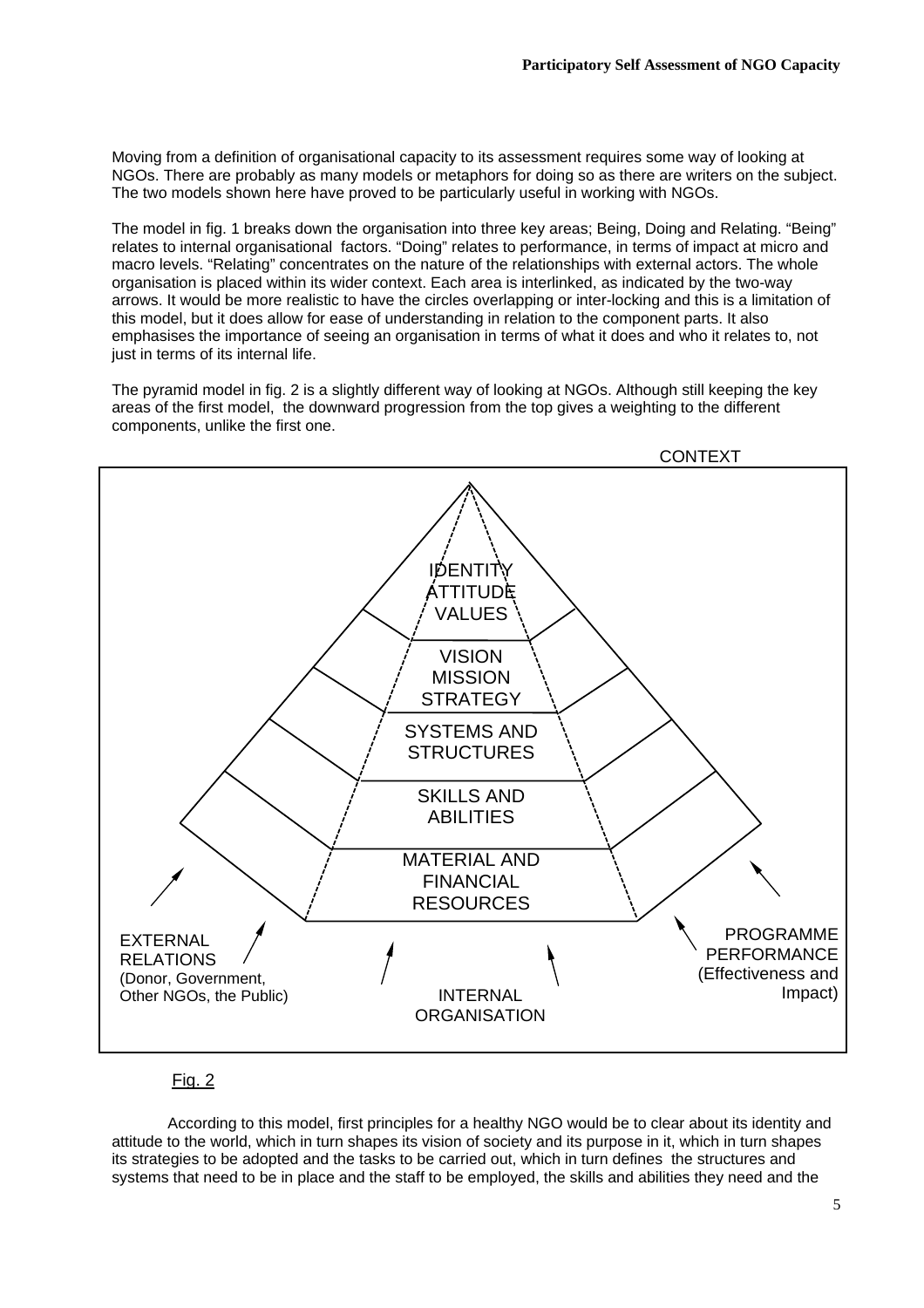Moving from a definition of organisational capacity to its assessment requires some way of looking at NGOs. There are probably as many models or metaphors for doing so as there are writers on the subject. The two models shown here have proved to be particularly useful in working with NGOs.

The model in fig. 1 breaks down the organisation into three key areas; Being, Doing and Relating. "Being" relates to internal organisational factors. "Doing" relates to performance, in terms of impact at micro and macro levels. "Relating" concentrates on the nature of the relationships with external actors. The whole organisation is placed within its wider context. Each area is interlinked, as indicated by the two-way arrows. It would be more realistic to have the circles overlapping or inter-locking and this is a limitation of this model, but it does allow for ease of understanding in relation to the component parts. It also emphasises the importance of seeing an organisation in terms of what it does and who it relates to, not just in terms of its internal life.

The pyramid model in fig. 2 is a slightly different way of looking at NGOs. Although still keeping the key areas of the first model, the downward progression from the top gives a weighting to the different components, unlike the first one.

CONTEXT

IDENTITY
ATTITUDE
VALUES

VISION
MISSION
STRATEGY

SYSTEMS AND
STRUCTURES

SKILLS AND
ABILITIES

MATERIAL AND
FINANCIAL
RESOURCES

EXTERNAL
RELATIONS
(Donor, Government,
Other NGOs, the Public)

INTERNAL
ORGANISATION

PROGRAMME
PERFORMANCE
(Effectiveness and
Impact)

Fig. 2

According to this model, first principles for a healthy NGO would be to clear about its identity and attitude to the world, which in turn shapes its vision of society and its purpose in it, which in turn shapes its strategies to be adopted and the tasks to be carried out, which in turn defines the structures and systems that need to be in place and the staff to be employed, the skills and abilities they need and the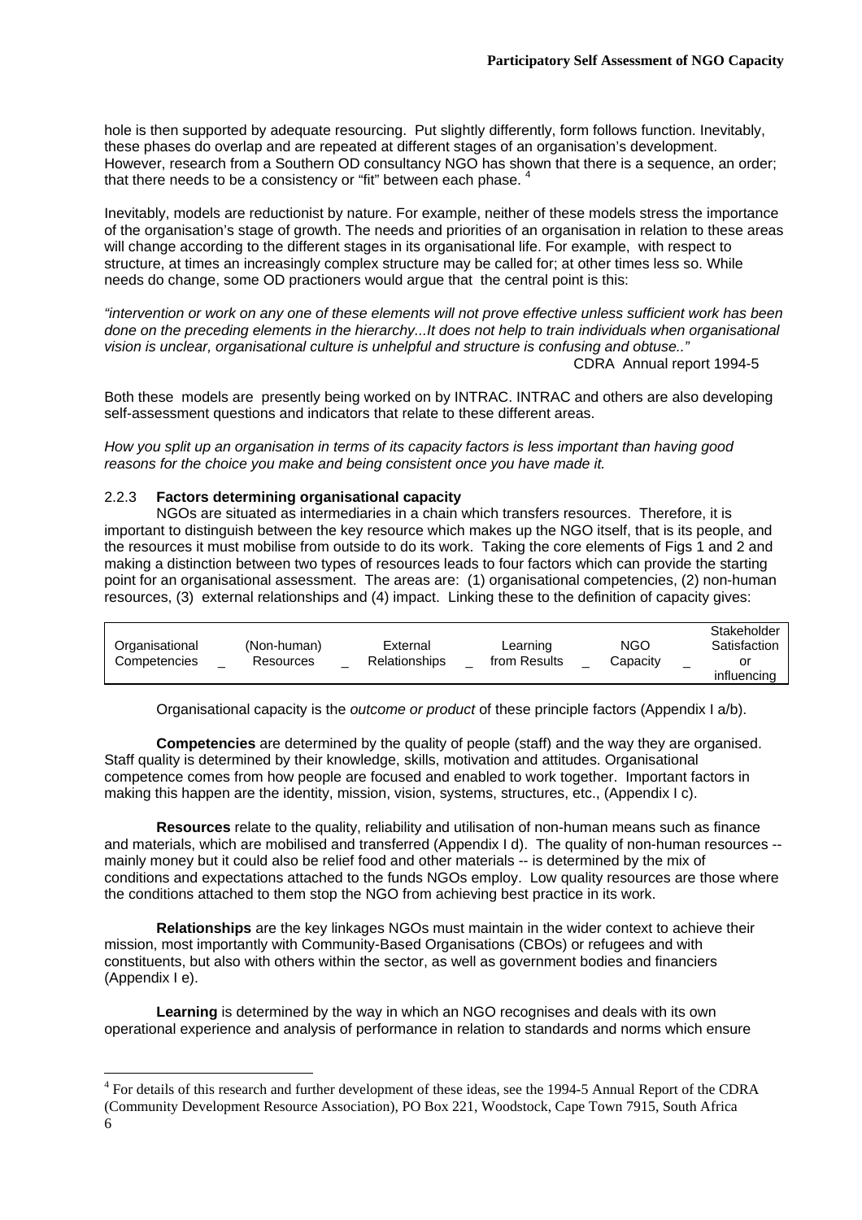hole is then supported by adequate resourcing. Put slightly differently, form follows function. Inevitably, these phases do overlap and are repeated at different stages of an organisation's development. However, research from a Southern OD consultancy NGO has shown that there is a sequence, an order; that there needs to be a consistency or "fit" between each phase. [4]

Inevitably, models are reductionist by nature. For example, neither of these models stress the importance of the organisation's stage of growth. The needs and priorities of an organisation in relation to these areas will change according to the different stages in its organisational life. For example, with respect to structure, at times an increasingly complex structure may be called for; at other times less so. While needs do change, some OD practioners would argue that the central point is this:

*"intervention or work on any one of these elements will not prove effective unless sufficient work has been done on the preceding elements in the hierarchy...It does not help to train individuals when organisational vision is unclear, organisational culture is unhelpful and structure is confusing and obtuse.."*

CDRA Annual report 1994-5

Both these models are presently being worked on by INTRAC. INTRAC and others are also developing self-assessment questions and indicators that relate to these different areas.

*How you split up an organisation in terms of its capacity factors is less important than having good reasons for the choice you make and being consistent once you have made it.*

### 2.2.3 Factors determining organisational capacity

NGOs are situated as intermediaries in a chain which transfers resources. Therefore, it is important to distinguish between the key resource which makes up the NGO itself, that is its people, and the resources it must mobilise from outside to do its work. Taking the core elements of Figs 1 and 2 and making a distinction between two types of resources leads to four factors which can provide the starting point for an organisational assessment. The areas are: (1) organisational competencies, (2) non-human resources, (3) external relationships and (4) impact. Linking these to the definition of capacity gives:

| Organisational Competencies | _ | (Non-human) Resources | _ | External Relationships | _ | Learning from Results | _ | NGO Capacity | _ | Stakeholder Satisfaction or influencing |
|---|---|---|---|---|---|---|---|---|---|---|

Organisational capacity is the *outcome or product* of these principle factors (Appendix I a/b).

**Competencies** are determined by the quality of people (staff) and the way they are organised. Staff quality is determined by their knowledge, skills, motivation and attitudes. Organisational competence comes from how people are focused and enabled to work together. Important factors in making this happen are the identity, mission, vision, systems, structures, etc., (Appendix I c).

**Resources** relate to the quality, reliability and utilisation of non-human means such as finance and materials, which are mobilised and transferred (Appendix I d). The quality of non-human resources -- mainly money but it could also be relief food and other materials -- is determined by the mix of conditions and expectations attached to the funds NGOs employ. Low quality resources are those where the conditions attached to them stop the NGO from achieving best practice in its work.

**Relationships** are the key linkages NGOs must maintain in the wider context to achieve their mission, most importantly with Community-Based Organisations (CBOs) or refugees and with constituents, but also with others within the sector, as well as government bodies and financiers (Appendix I e).

**Learning** is determined by the way in which an NGO recognises and deals with its own operational experience and analysis of performance in relation to standards and norms which ensure

[4] For details of this research and further development of these ideas, see the 1994-5 Annual Report of the CDRA (Community Development Resource Association), PO Box 221, Woodstock, Cape Town 7915, South Africa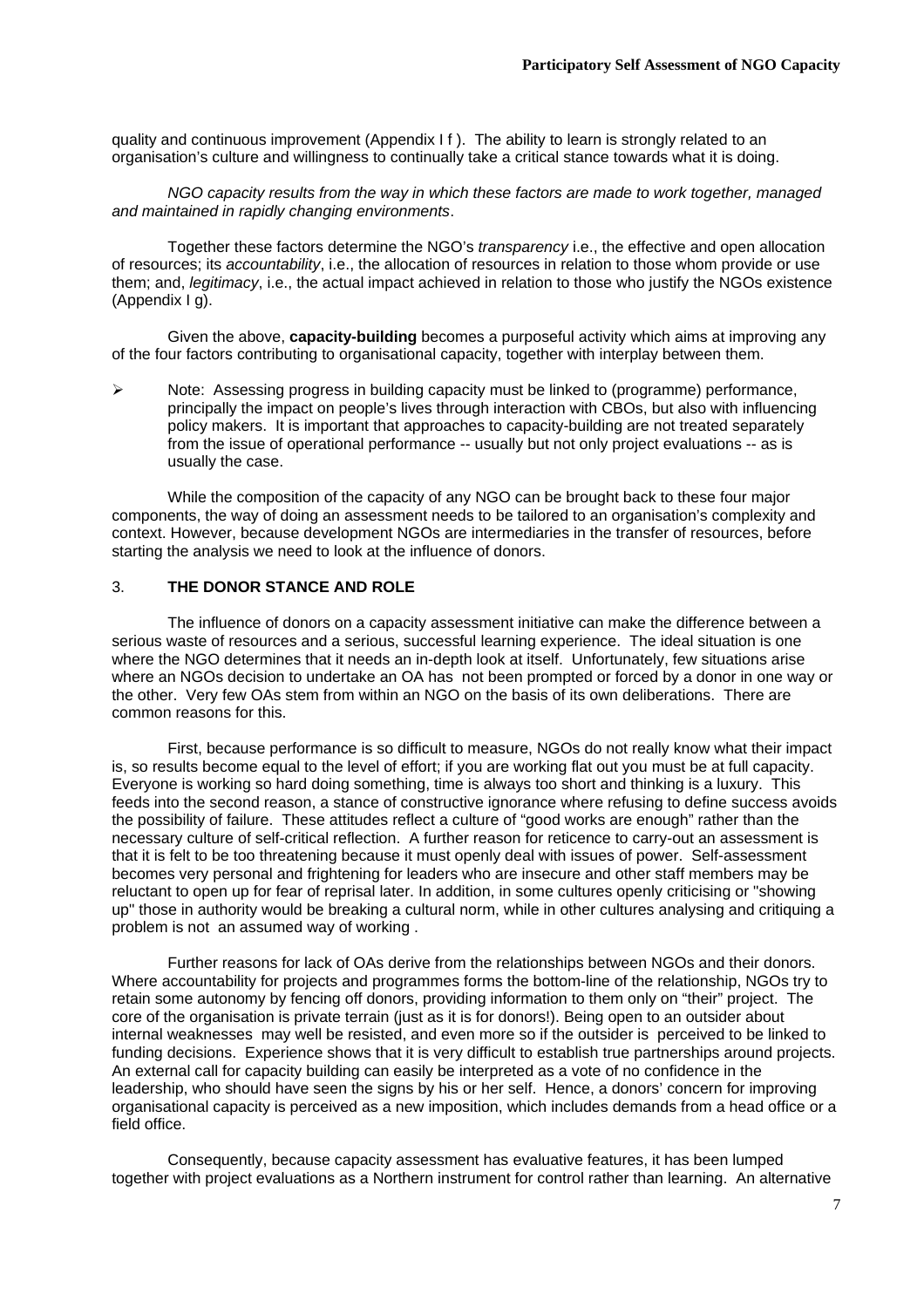quality and continuous improvement (Appendix I f ). The ability to learn is strongly related to an organisation's culture and willingness to continually take a critical stance towards what it is doing.

*NGO capacity results from the way in which these factors are made to work together, managed and maintained in rapidly changing environments*.

Together these factors determine the NGO's *transparency* i.e., the effective and open allocation of resources; its *accountability*, i.e., the allocation of resources in relation to those whom provide or use them; and, *legitimacy*, i.e., the actual impact achieved in relation to those who justify the NGOs existence (Appendix I g).

Given the above, **capacity-building** becomes a purposeful activity which aims at improving any of the four factors contributing to organisational capacity, together with interplay between them.

- Note: Assessing progress in building capacity must be linked to (programme) performance, principally the impact on people's lives through interaction with CBOs, but also with influencing policy makers. It is important that approaches to capacity-building are not treated separately from the issue of operational performance -- usually but not only project evaluations -- as is usually the case.

While the composition of the capacity of any NGO can be brought back to these four major components, the way of doing an assessment needs to be tailored to an organisation's complexity and context. However, because development NGOs are intermediaries in the transfer of resources, before starting the analysis we need to look at the influence of donors.

## 3. THE DONOR STANCE AND ROLE

The influence of donors on a capacity assessment initiative can make the difference between a serious waste of resources and a serious, successful learning experience. The ideal situation is one where the NGO determines that it needs an in-depth look at itself. Unfortunately, few situations arise where an NGOs decision to undertake an OA has not been prompted or forced by a donor in one way or the other. Very few OAs stem from within an NGO on the basis of its own deliberations. There are common reasons for this.

First, because performance is so difficult to measure, NGOs do not really know what their impact is, so results become equal to the level of effort; if you are working flat out you must be at full capacity. Everyone is working so hard doing something, time is always too short and thinking is a luxury. This feeds into the second reason, a stance of constructive ignorance where refusing to define success avoids the possibility of failure. These attitudes reflect a culture of "good works are enough" rather than the necessary culture of self-critical reflection. A further reason for reticence to carry-out an assessment is that it is felt to be too threatening because it must openly deal with issues of power. Self-assessment becomes very personal and frightening for leaders who are insecure and other staff members may be reluctant to open up for fear of reprisal later. In addition, in some cultures openly criticising or "showing up" those in authority would be breaking a cultural norm, while in other cultures analysing and critiquing a problem is not an assumed way of working .

Further reasons for lack of OAs derive from the relationships between NGOs and their donors. Where accountability for projects and programmes forms the bottom-line of the relationship, NGOs try to retain some autonomy by fencing off donors, providing information to them only on "their" project. The core of the organisation is private terrain (just as it is for donors!). Being open to an outsider about internal weaknesses may well be resisted, and even more so if the outsider is perceived to be linked to funding decisions. Experience shows that it is very difficult to establish true partnerships around projects. An external call for capacity building can easily be interpreted as a vote of no confidence in the leadership, who should have seen the signs by his or her self. Hence, a donors' concern for improving organisational capacity is perceived as a new imposition, which includes demands from a head office or a field office.

Consequently, because capacity assessment has evaluative features, it has been lumped together with project evaluations as a Northern instrument for control rather than learning. An alternative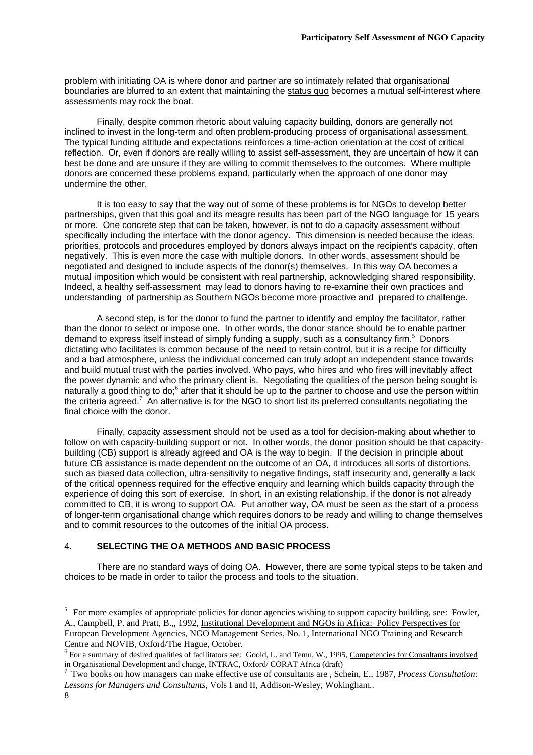problem with initiating OA is where donor and partner are so intimately related that organisational boundaries are blurred to an extent that maintaining the status quo becomes a mutual self-interest where assessments may rock the boat.

Finally, despite common rhetoric about valuing capacity building, donors are generally not inclined to invest in the long-term and often problem-producing process of organisational assessment. The typical funding attitude and expectations reinforces a time-action orientation at the cost of critical reflection. Or, even if donors are really willing to assist self-assessment, they are uncertain of how it can best be done and are unsure if they are willing to commit themselves to the outcomes. Where multiple donors are concerned these problems expand, particularly when the approach of one donor may undermine the other.

It is too easy to say that the way out of some of these problems is for NGOs to develop better partnerships, given that this goal and its meagre results has been part of the NGO language for 15 years or more. One concrete step that can be taken, however, is not to do a capacity assessment without specifically including the interface with the donor agency. This dimension is needed because the ideas, priorities, protocols and procedures employed by donors always impact on the recipient's capacity, often negatively. This is even more the case with multiple donors. In other words, assessment should be negotiated and designed to include aspects of the donor(s) themselves. In this way OA becomes a mutual imposition which would be consistent with real partnership, acknowledging shared responsibility. Indeed, a healthy self-assessment may lead to donors having to re-examine their own practices and understanding of partnership as Southern NGOs become more proactive and prepared to challenge.

A second step, is for the donor to fund the partner to identify and employ the facilitator, rather than the donor to select or impose one. In other words, the donor stance should be to enable partner demand to express itself instead of simply funding a supply, such as a consultancy firm.[5] Donors dictating who facilitates is common because of the need to retain control, but it is a recipe for difficulty and a bad atmosphere, unless the individual concerned can truly adopt an independent stance towards and build mutual trust with the parties involved. Who pays, who hires and who fires will inevitably affect the power dynamic and who the primary client is. Negotiating the qualities of the person being sought is naturally a good thing to do;[6] after that it should be up to the partner to choose and use the person within the criteria agreed.[7] An alternative is for the NGO to short list its preferred consultants negotiating the final choice with the donor.

Finally, capacity assessment should not be used as a tool for decision-making about whether to follow on with capacity-building support or not. In other words, the donor position should be that capacity-building (CB) support is already agreed and OA is the way to begin. If the decision in principle about future CB assistance is made dependent on the outcome of an OA, it introduces all sorts of distortions, such as biased data collection, ultra-sensitivity to negative findings, staff insecurity and, generally a lack of the critical openness required for the effective enquiry and learning which builds capacity through the experience of doing this sort of exercise. In short, in an existing relationship, if the donor is not already committed to CB, it is wrong to support OA. Put another way, OA must be seen as the start of a process of longer-term organisational change which requires donors to be ready and willing to change themselves and to commit resources to the outcomes of the initial OA process.

## 4. SELECTING THE OA METHODS AND BASIC PROCESS

There are no standard ways of doing OA. However, there are some typical steps to be taken and choices to be made in order to tailor the process and tools to the situation.

---

[5] For more examples of appropriate policies for donor agencies wishing to support capacity building, see: Fowler, A., Campbell, P. and Pratt, B.,, 1992, Institutional Development and NGOs in Africa: Policy Perspectives for European Development Agencies, NGO Management Series, No. 1, International NGO Training and Research Centre and NOVIB, Oxford/The Hague, October.

[6] For a summary of desired qualities of facilitators see: Goold, L. and Temu, W., 1995, Competencies for Consultants involved in Organisational Development and change, INTRAC, Oxford/ CORAT Africa (draft)

[7] Two books on how managers can make effective use of consultants are , Schein, E., 1987, *Process Consultation: Lessons for Managers and Consultants*, Vols I and II, Addison-Wesley, Wokingham..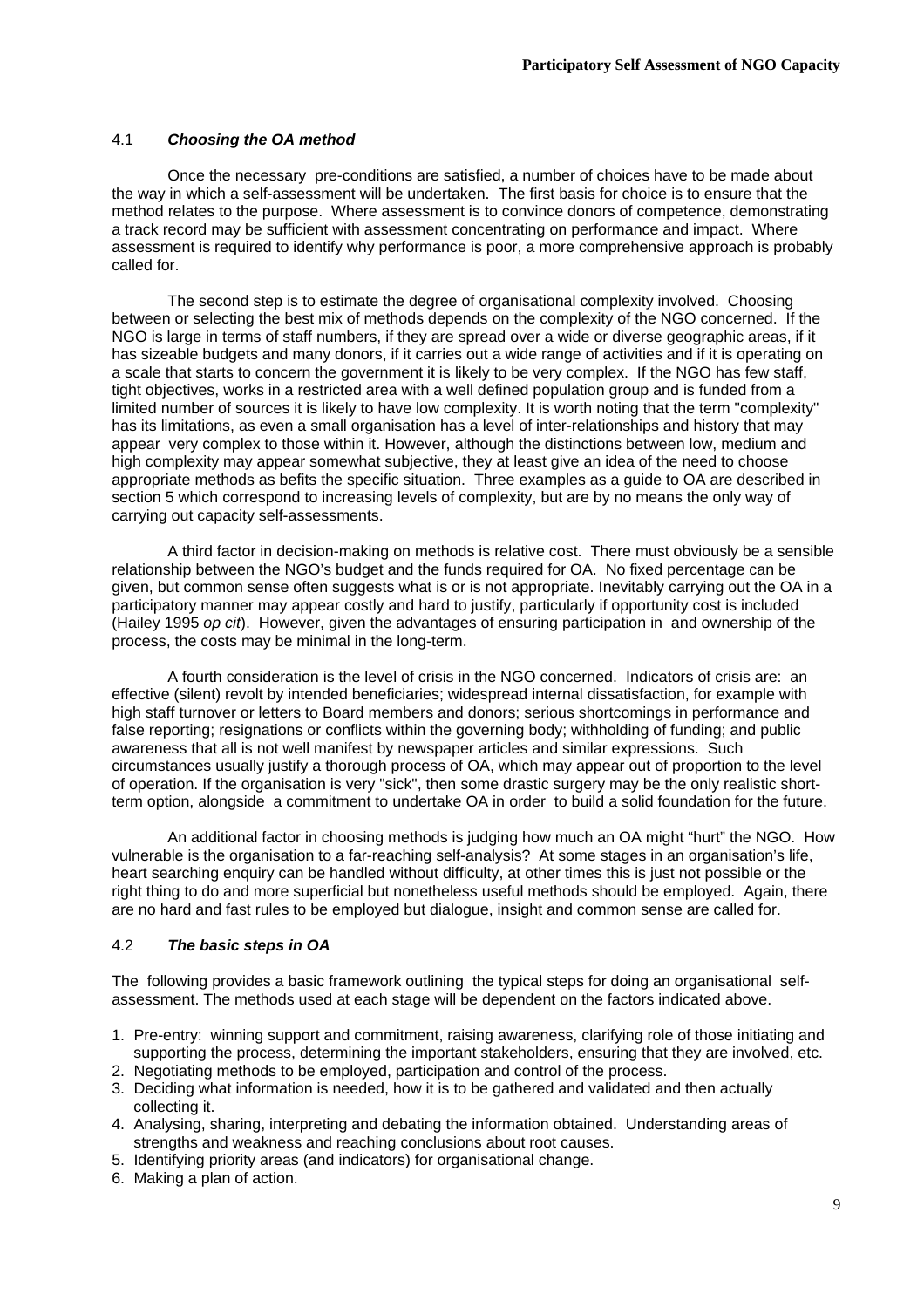### 4.1 *Choosing the OA method*

Once the necessary pre-conditions are satisfied, a number of choices have to be made about the way in which a self-assessment will be undertaken. The first basis for choice is to ensure that the method relates to the purpose. Where assessment is to convince donors of competence, demonstrating a track record may be sufficient with assessment concentrating on performance and impact. Where assessment is required to identify why performance is poor, a more comprehensive approach is probably called for.

The second step is to estimate the degree of organisational complexity involved. Choosing between or selecting the best mix of methods depends on the complexity of the NGO concerned. If the NGO is large in terms of staff numbers, if they are spread over a wide or diverse geographic areas, if it has sizeable budgets and many donors, if it carries out a wide range of activities and if it is operating on a scale that starts to concern the government it is likely to be very complex. If the NGO has few staff, tight objectives, works in a restricted area with a well defined population group and is funded from a limited number of sources it is likely to have low complexity. It is worth noting that the term "complexity" has its limitations, as even a small organisation has a level of inter-relationships and history that may appear very complex to those within it. However, although the distinctions between low, medium and high complexity may appear somewhat subjective, they at least give an idea of the need to choose appropriate methods as befits the specific situation. Three examples as a guide to OA are described in section 5 which correspond to increasing levels of complexity, but are by no means the only way of carrying out capacity self-assessments.

A third factor in decision-making on methods is relative cost. There must obviously be a sensible relationship between the NGO's budget and the funds required for OA. No fixed percentage can be given, but common sense often suggests what is or is not appropriate. Inevitably carrying out the OA in a participatory manner may appear costly and hard to justify, particularly if opportunity cost is included (Hailey 1995 *op cit*). However, given the advantages of ensuring participation in and ownership of the process, the costs may be minimal in the long-term.

A fourth consideration is the level of crisis in the NGO concerned. Indicators of crisis are: an effective (silent) revolt by intended beneficiaries; widespread internal dissatisfaction, for example with high staff turnover or letters to Board members and donors; serious shortcomings in performance and false reporting; resignations or conflicts within the governing body; withholding of funding; and public awareness that all is not well manifest by newspaper articles and similar expressions. Such circumstances usually justify a thorough process of OA, which may appear out of proportion to the level of operation. If the organisation is very "sick", then some drastic surgery may be the only realistic short-term option, alongside a commitment to undertake OA in order to build a solid foundation for the future.

An additional factor in choosing methods is judging how much an OA might "hurt" the NGO. How vulnerable is the organisation to a far-reaching self-analysis? At some stages in an organisation's life, heart searching enquiry can be handled without difficulty, at other times this is just not possible or the right thing to do and more superficial but nonetheless useful methods should be employed. Again, there are no hard and fast rules to be employed but dialogue, insight and common sense are called for.

### 4.2 *The basic steps in OA*

The following provides a basic framework outlining the typical steps for doing an organisational self-assessment. The methods used at each stage will be dependent on the factors indicated above.

1. Pre-entry: winning support and commitment, raising awareness, clarifying role of those initiating and supporting the process, determining the important stakeholders, ensuring that they are involved, etc.
2. Negotiating methods to be employed, participation and control of the process.
3. Deciding what information is needed, how it is to be gathered and validated and then actually collecting it.
4. Analysing, sharing, interpreting and debating the information obtained. Understanding areas of strengths and weakness and reaching conclusions about root causes.
5. Identifying priority areas (and indicators) for organisational change.
6. Making a plan of action.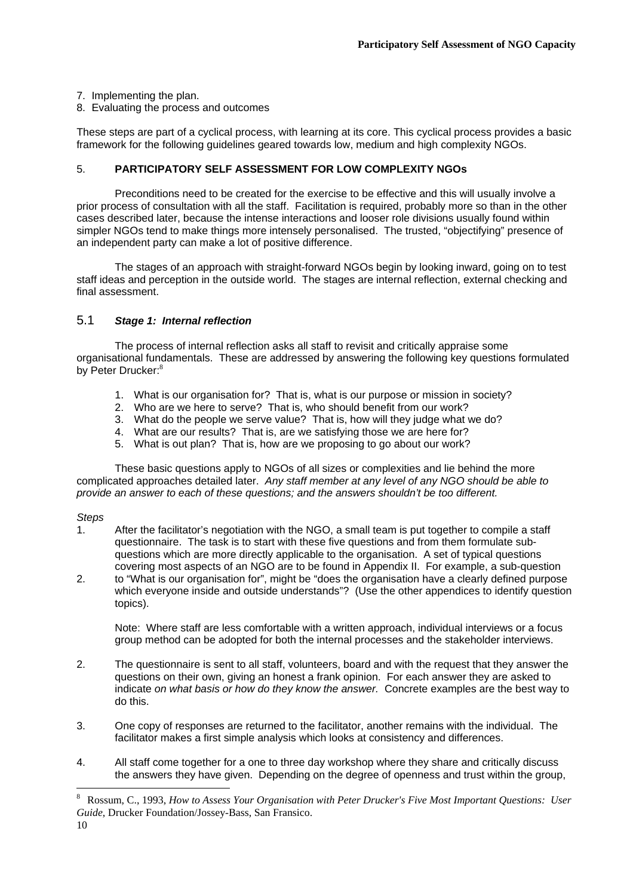7. Implementing the plan.
8. Evaluating the process and outcomes

These steps are part of a cyclical process, with learning at its core. This cyclical process provides a basic framework for the following guidelines geared towards low, medium and high complexity NGOs.

## 5. PARTICIPATORY SELF ASSESSMENT FOR LOW COMPLEXITY NGOs

Preconditions need to be created for the exercise to be effective and this will usually involve a prior process of consultation with all the staff. Facilitation is required, probably more so than in the other cases described later, because the intense interactions and looser role divisions usually found within simpler NGOs tend to make things more intensely personalised. The trusted, "objectifying" presence of an independent party can make a lot of positive difference.

The stages of an approach with straight-forward NGOs begin by looking inward, going on to test staff ideas and perception in the outside world. The stages are internal reflection, external checking and final assessment.

### 5.1 *Stage 1: Internal reflection*

The process of internal reflection asks all staff to revisit and critically appraise some organisational fundamentals. These are addressed by answering the following key questions formulated by Peter Drucker:[8]

1. What is our organisation for? That is, what is our purpose or mission in society?
2. Who are we here to serve? That is, who should benefit from our work?
3. What do the people we serve value? That is, how will they judge what we do?
4. What are our results? That is, are we satisfying those we are here for?
5. What is out plan? That is, how are we proposing to go about our work?

These basic questions apply to NGOs of all sizes or complexities and lie behind the more complicated approaches detailed later. *Any staff member at any level of any NGO should be able to provide an answer to each of these questions; and the answers shouldn't be too different.*

*Steps*

1. After the facilitator's negotiation with the NGO, a small team is put together to compile a staff questionnaire. The task is to start with these five questions and from them formulate sub-questions which are more directly applicable to the organisation. A set of typical questions covering most aspects of an NGO are to be found in Appendix II. For example, a sub-question
2. to "What is our organisation for", might be "does the organisation have a clearly defined purpose which everyone inside and outside understands"? (Use the other appendices to identify question topics).

   Note: Where staff are less comfortable with a written approach, individual interviews or a focus group method can be adopted for both the internal processes and the stakeholder interviews.

2. The questionnaire is sent to all staff, volunteers, board and with the request that they answer the questions on their own, giving an honest a frank opinion. For each answer they are asked to indicate *on what basis or how do they know the answer.* Concrete examples are the best way to do this.

3. One copy of responses are returned to the facilitator, another remains with the individual. The facilitator makes a first simple analysis which looks at consistency and differences.

4. All staff come together for a one to three day workshop where they share and critically discuss the answers they have given. Depending on the degree of openness and trust within the group,

---

[8] Rossum, C., 1993, *How to Assess Your Organisation with Peter Drucker's Five Most Important Questions: User Guide*, Drucker Foundation/Jossey-Bass, San Fransico.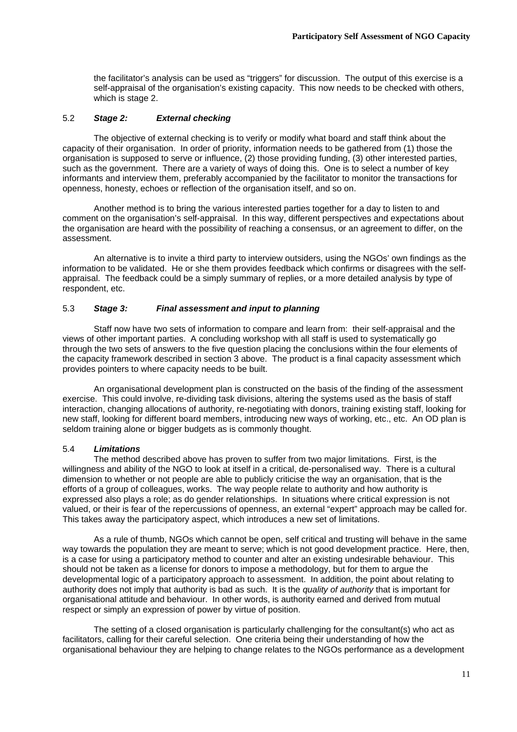the facilitator's analysis can be used as "triggers" for discussion. The output of this exercise is a self-appraisal of the organisation's existing capacity. This now needs to be checked with others, which is stage 2.

### 5.2 ***Stage 2: External checking***

The objective of external checking is to verify or modify what board and staff think about the capacity of their organisation. In order of priority, information needs to be gathered from (1) those the organisation is supposed to serve or influence, (2) those providing funding, (3) other interested parties, such as the government. There are a variety of ways of doing this. One is to select a number of key informants and interview them, preferably accompanied by the facilitator to monitor the transactions for openness, honesty, echoes or reflection of the organisation itself, and so on.

Another method is to bring the various interested parties together for a day to listen to and comment on the organisation's self-appraisal. In this way, different perspectives and expectations about the organisation are heard with the possibility of reaching a consensus, or an agreement to differ, on the assessment.

An alternative is to invite a third party to interview outsiders, using the NGOs' own findings as the information to be validated. He or she them provides feedback which confirms or disagrees with the self-appraisal. The feedback could be a simply summary of replies, or a more detailed analysis by type of respondent, etc.

### 5.3 ***Stage 3: Final assessment and input to planning***

Staff now have two sets of information to compare and learn from: their self-appraisal and the views of other important parties. A concluding workshop with all staff is used to systematically go through the two sets of answers to the five question placing the conclusions within the four elements of the capacity framework described in section 3 above. The product is a final capacity assessment which provides pointers to where capacity needs to be built.

An organisational development plan is constructed on the basis of the finding of the assessment exercise. This could involve, re-dividing task divisions, altering the systems used as the basis of staff interaction, changing allocations of authority, re-negotiating with donors, training existing staff, looking for new staff, looking for different board members, introducing new ways of working, etc., etc. An OD plan is seldom training alone or bigger budgets as is commonly thought.

### 5.4 ***Limitations***

The method described above has proven to suffer from two major limitations. First, is the willingness and ability of the NGO to look at itself in a critical, de-personalised way. There is a cultural dimension to whether or not people are able to publicly criticise the way an organisation, that is the efforts of a group of colleagues, works. The way people relate to authority and how authority is expressed also plays a role; as do gender relationships. In situations where critical expression is not valued, or their is fear of the repercussions of openness, an external "expert" approach may be called for. This takes away the participatory aspect, which introduces a new set of limitations.

As a rule of thumb, NGOs which cannot be open, self critical and trusting will behave in the same way towards the population they are meant to serve; which is not good development practice. Here, then, is a case for using a participatory method to counter and alter an existing undesirable behaviour. This should not be taken as a license for donors to impose a methodology, but for them to argue the developmental logic of a participatory approach to assessment. In addition, the point about relating to authority does not imply that authority is bad as such. It is the *quality of authority* that is important for organisational attitude and behaviour. In other words, is authority earned and derived from mutual respect or simply an expression of power by virtue of position.

The setting of a closed organisation is particularly challenging for the consultant(s) who act as facilitators, calling for their careful selection. One criteria being their understanding of how the organisational behaviour they are helping to change relates to the NGOs performance as a development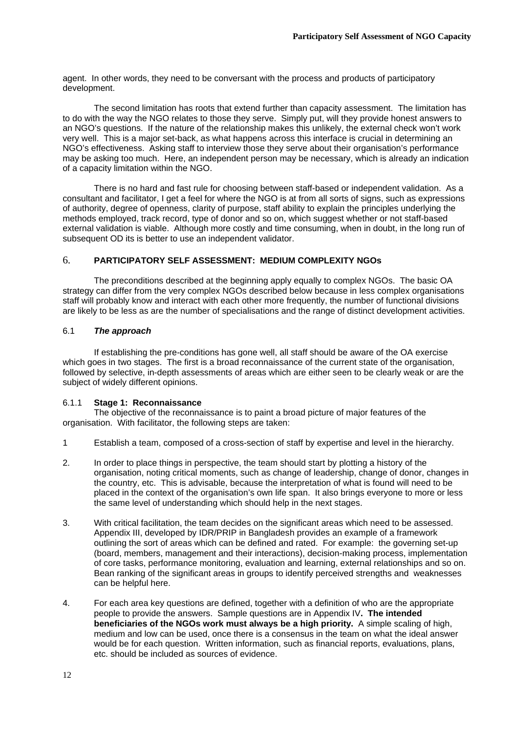agent. In other words, they need to be conversant with the process and products of participatory development.

The second limitation has roots that extend further than capacity assessment. The limitation has to do with the way the NGO relates to those they serve. Simply put, will they provide honest answers to an NGO's questions. If the nature of the relationship makes this unlikely, the external check won't work very well. This is a major set-back, as what happens across this interface is crucial in determining an NGO's effectiveness. Asking staff to interview those they serve about their organisation's performance may be asking too much. Here, an independent person may be necessary, which is already an indication of a capacity limitation within the NGO.

There is no hard and fast rule for choosing between staff-based or independent validation. As a consultant and facilitator, I get a feel for where the NGO is at from all sorts of signs, such as expressions of authority, degree of openness, clarity of purpose, staff ability to explain the principles underlying the methods employed, track record, type of donor and so on, which suggest whether or not staff-based external validation is viable. Although more costly and time consuming, when in doubt, in the long run of subsequent OD its is better to use an independent validator.

## 6. PARTICIPATORY SELF ASSESSMENT: MEDIUM COMPLEXITY NGOs

The preconditions described at the beginning apply equally to complex NGOs. The basic OA strategy can differ from the very complex NGOs described below because in less complex organisations staff will probably know and interact with each other more frequently, the number of functional divisions are likely to be less as are the number of specialisations and the range of distinct development activities.

### 6.1 *The approach*

If establishing the pre-conditions has gone well, all staff should be aware of the OA exercise which goes in two stages. The first is a broad reconnaissance of the current state of the organisation, followed by selective, in-depth assessments of areas which are either seen to be clearly weak or are the subject of widely different opinions.

#### 6.1.1 Stage 1: Reconnaissance

The objective of the reconnaissance is to paint a broad picture of major features of the organisation. With facilitator, the following steps are taken:

1 Establish a team, composed of a cross-section of staff by expertise and level in the hierarchy.

2. In order to place things in perspective, the team should start by plotting a history of the organisation, noting critical moments, such as change of leadership, change of donor, changes in the country, etc. This is advisable, because the interpretation of what is found will need to be placed in the context of the organisation's own life span. It also brings everyone to more or less the same level of understanding which should help in the next stages.

3. With critical facilitation, the team decides on the significant areas which need to be assessed. Appendix III, developed by IDR/PRIP in Bangladesh provides an example of a framework outlining the sort of areas which can be defined and rated. For example: the governing set-up (board, members, management and their interactions), decision-making process, implementation of core tasks, performance monitoring, evaluation and learning, external relationships and so on. Bean ranking of the significant areas in groups to identify perceived strengths and weaknesses can be helpful here.

4. For each area key questions are defined, together with a definition of who are the appropriate people to provide the answers. Sample questions are in Appendix IV**. The intended beneficiaries of the NGOs work must always be a high priority.** A simple scaling of high, medium and low can be used, once there is a consensus in the team on what the ideal answer would be for each question. Written information, such as financial reports, evaluations, plans, etc. should be included as sources of evidence.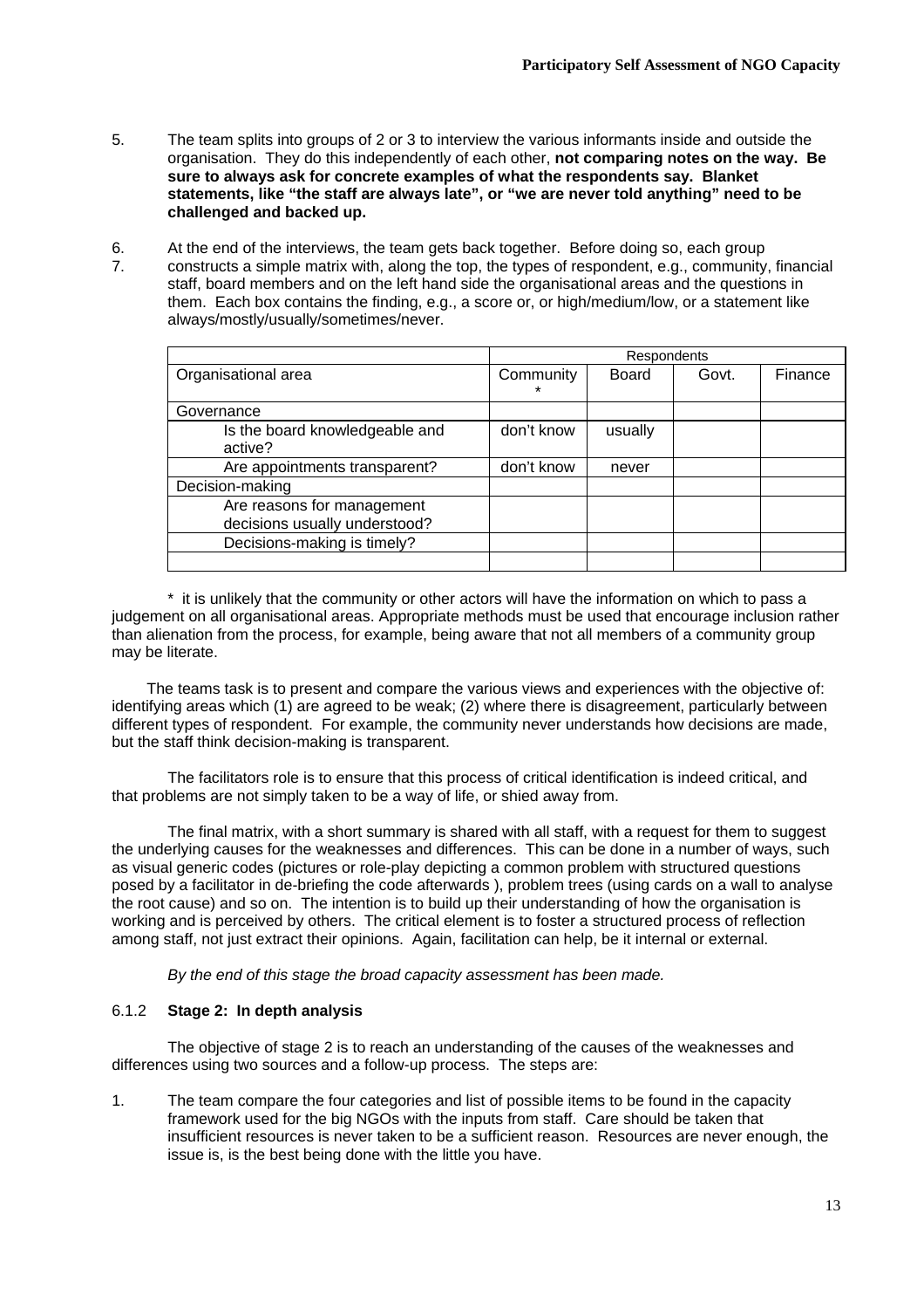5. The team splits into groups of 2 or 3 to interview the various informants inside and outside the organisation. They do this independently of each other, **not comparing notes on the way. Be sure to always ask for concrete examples of what the respondents say. Blanket statements, like "the staff are always late", or "we are never told anything" need to be challenged and backed up.**

6. At the end of the interviews, the team gets back together. Before doing so, each group
7. constructs a simple matrix with, along the top, the types of respondent, e.g., community, financial staff, board members and on the left hand side the organisational areas and the questions in them. Each box contains the finding, e.g., a score or, or high/medium/low, or a statement like always/mostly/usually/sometimes/never.

| | Respondents | | | |
|---|---|---|---|---|
| Organisational area | Community * | Board | Govt. | Finance |
| Governance | | | | |
| Is the board knowledgeable and active? | don't know | usually | | |
| Are appointments transparent? | don't know | never | | |
| Decision-making | | | | |
| Are reasons for management decisions usually understood? | | | | |
| Decisions-making is timely? | | | | |
| | | | | |

\* it is unlikely that the community or other actors will have the information on which to pass a judgement on all organisational areas. Appropriate methods must be used that encourage inclusion rather than alienation from the process, for example, being aware that not all members of a community group may be literate.

The teams task is to present and compare the various views and experiences with the objective of: identifying areas which (1) are agreed to be weak; (2) where there is disagreement, particularly between different types of respondent. For example, the community never understands how decisions are made, but the staff think decision-making is transparent.

The facilitators role is to ensure that this process of critical identification is indeed critical, and that problems are not simply taken to be a way of life, or shied away from.

The final matrix, with a short summary is shared with all staff, with a request for them to suggest the underlying causes for the weaknesses and differences. This can be done in a number of ways, such as visual generic codes (pictures or role-play depicting a common problem with structured questions posed by a facilitator in de-briefing the code afterwards ), problem trees (using cards on a wall to analyse the root cause) and so on. The intention is to build up their understanding of how the organisation is working and is perceived by others. The critical element is to foster a structured process of reflection among staff, not just extract their opinions. Again, facilitation can help, be it internal or external.

*By the end of this stage the broad capacity assessment has been made.*

### 6.1.2 **Stage 2: In depth analysis**

The objective of stage 2 is to reach an understanding of the causes of the weaknesses and differences using two sources and a follow-up process. The steps are:

1. The team compare the four categories and list of possible items to be found in the capacity framework used for the big NGOs with the inputs from staff. Care should be taken that insufficient resources is never taken to be a sufficient reason. Resources are never enough, the issue is, is the best being done with the little you have.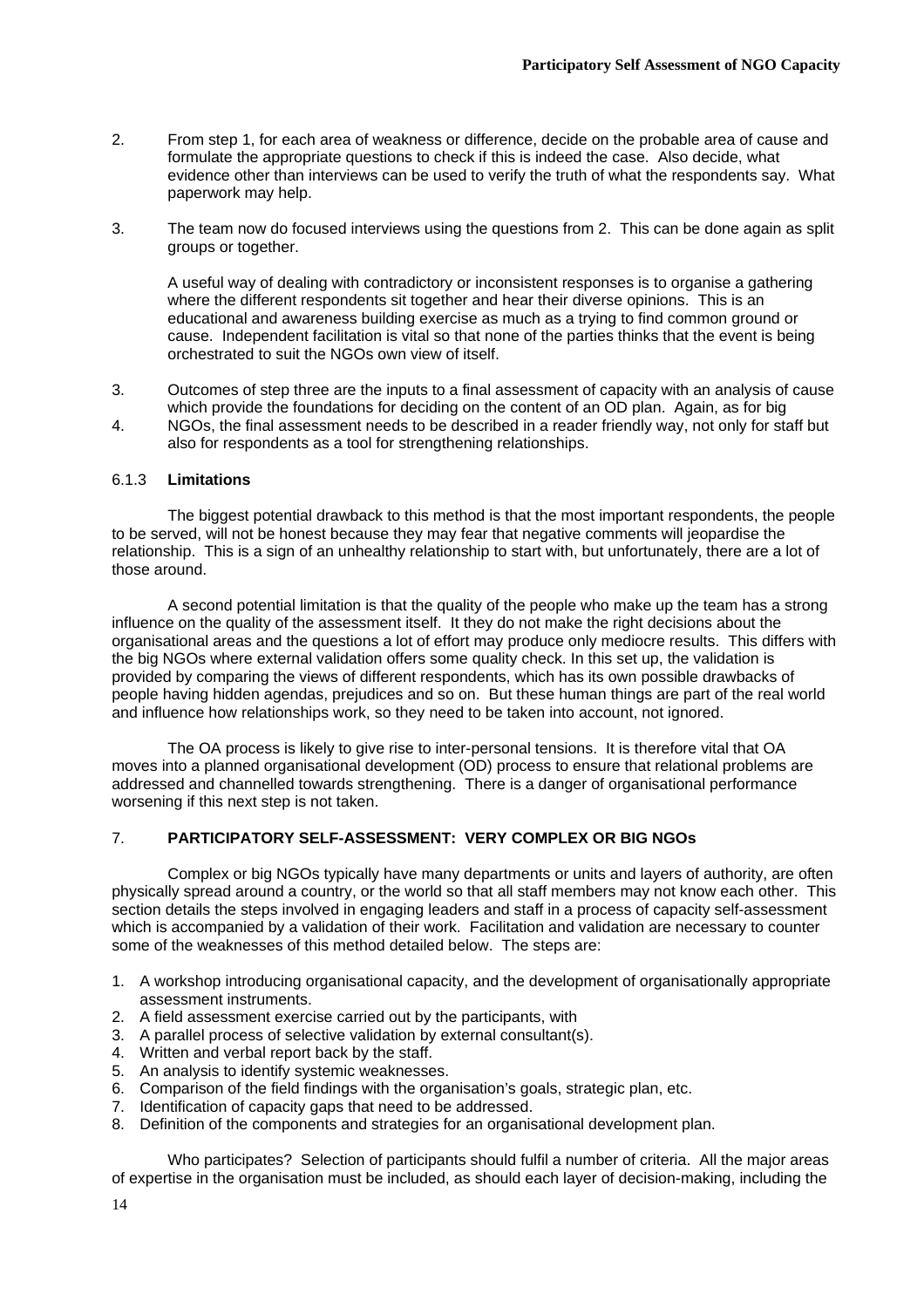2. From step 1, for each area of weakness or difference, decide on the probable area of cause and formulate the appropriate questions to check if this is indeed the case. Also decide, what evidence other than interviews can be used to verify the truth of what the respondents say. What paperwork may help.

3. The team now do focused interviews using the questions from 2. This can be done again as split groups or together.

   A useful way of dealing with contradictory or inconsistent responses is to organise a gathering where the different respondents sit together and hear their diverse opinions. This is an educational and awareness building exercise as much as a trying to find common ground or cause. Independent facilitation is vital so that none of the parties thinks that the event is being orchestrated to suit the NGOs own view of itself.

3. Outcomes of step three are the inputs to a final assessment of capacity with an analysis of cause which provide the foundations for deciding on the content of an OD plan. Again, as for big
4. NGOs, the final assessment needs to be described in a reader friendly way, not only for staff but also for respondents as a tool for strengthening relationships.

### 6.1.3 Limitations

The biggest potential drawback to this method is that the most important respondents, the people to be served, will not be honest because they may fear that negative comments will jeopardise the relationship. This is a sign of an unhealthy relationship to start with, but unfortunately, there are a lot of those around.

A second potential limitation is that the quality of the people who make up the team has a strong influence on the quality of the assessment itself. It they do not make the right decisions about the organisational areas and the questions a lot of effort may produce only mediocre results. This differs with the big NGOs where external validation offers some quality check. In this set up, the validation is provided by comparing the views of different respondents, which has its own possible drawbacks of people having hidden agendas, prejudices and so on. But these human things are part of the real world and influence how relationships work, so they need to be taken into account, not ignored.

The OA process is likely to give rise to inter-personal tensions. It is therefore vital that OA moves into a planned organisational development (OD) process to ensure that relational problems are addressed and channelled towards strengthening. There is a danger of organisational performance worsening if this next step is not taken.

## 7. PARTICIPATORY SELF-ASSESSMENT: VERY COMPLEX OR BIG NGOs

Complex or big NGOs typically have many departments or units and layers of authority, are often physically spread around a country, or the world so that all staff members may not know each other. This section details the steps involved in engaging leaders and staff in a process of capacity self-assessment which is accompanied by a validation of their work. Facilitation and validation are necessary to counter some of the weaknesses of this method detailed below. The steps are:

1. A workshop introducing organisational capacity, and the development of organisationally appropriate assessment instruments.
2. A field assessment exercise carried out by the participants, with
3. A parallel process of selective validation by external consultant(s).
4. Written and verbal report back by the staff.
5. An analysis to identify systemic weaknesses.
6. Comparison of the field findings with the organisation's goals, strategic plan, etc.
7. Identification of capacity gaps that need to be addressed.
8. Definition of the components and strategies for an organisational development plan.

Who participates? Selection of participants should fulfil a number of criteria. All the major areas of expertise in the organisation must be included, as should each layer of decision-making, including the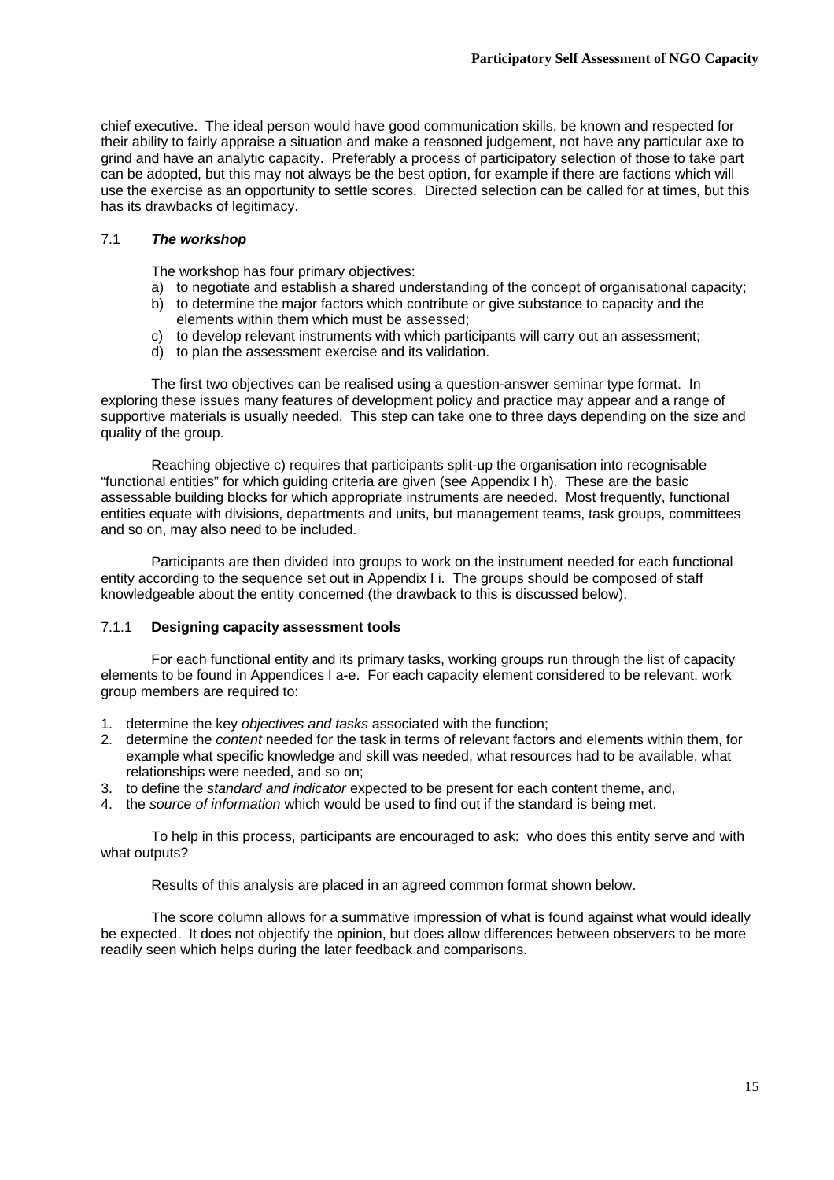chief executive. The ideal person would have good communication skills, be known and respected for their ability to fairly appraise a situation and make a reasoned judgement, not have any particular axe to grind and have an analytic capacity. Preferably a process of participatory selection of those to take part can be adopted, but this may not always be the best option, for example if there are factions which will use the exercise as an opportunity to settle scores. Directed selection can be called for at times, but this has its drawbacks of legitimacy.

## 7.1 *The workshop*

The workshop has four primary objectives:

a) to negotiate and establish a shared understanding of the concept of organisational capacity;
b) to determine the major factors which contribute or give substance to capacity and the elements within them which must be assessed;
c) to develop relevant instruments with which participants will carry out an assessment;
d) to plan the assessment exercise and its validation.

The first two objectives can be realised using a question-answer seminar type format. In exploring these issues many features of development policy and practice may appear and a range of supportive materials is usually needed. This step can take one to three days depending on the size and quality of the group.

Reaching objective c) requires that participants split-up the organisation into recognisable "functional entities" for which guiding criteria are given (see Appendix I h). These are the basic assessable building blocks for which appropriate instruments are needed. Most frequently, functional entities equate with divisions, departments and units, but management teams, task groups, committees and so on, may also need to be included.

Participants are then divided into groups to work on the instrument needed for each functional entity according to the sequence set out in Appendix I i. The groups should be composed of staff knowledgeable about the entity concerned (the drawback to this is discussed below).

### 7.1.1 **Designing capacity assessment tools**

For each functional entity and its primary tasks, working groups run through the list of capacity elements to be found in Appendices I a-e. For each capacity element considered to be relevant, work group members are required to:

1. determine the key *objectives and tasks* associated with the function;
2. determine the *content* needed for the task in terms of relevant factors and elements within them, for example what specific knowledge and skill was needed, what resources had to be available, what relationships were needed, and so on;
3. to define the *standard and indicator* expected to be present for each content theme, and,
4. the *source of information* which would be used to find out if the standard is being met.

To help in this process, participants are encouraged to ask: who does this entity serve and with what outputs?

Results of this analysis are placed in an agreed common format shown below.

The score column allows for a summative impression of what is found against what would ideally be expected. It does not objectify the opinion, but does allow differences between observers to be more readily seen which helps during the later feedback and comparisons.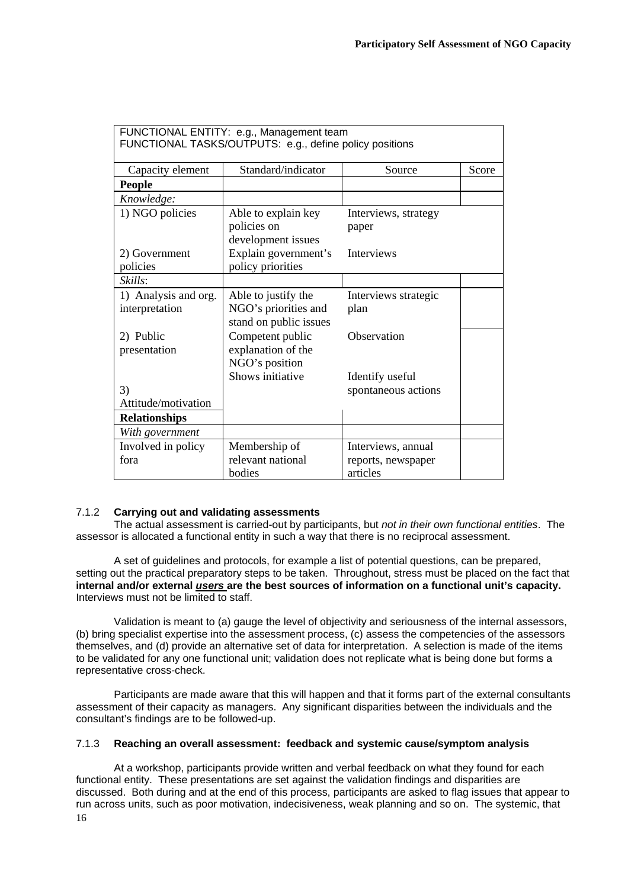| FUNCTIONAL ENTITY: e.g., Management team<br>FUNCTIONAL TASKS/OUTPUTS: e.g., define policy positions | | | |
|---|---|---|---|
| Capacity element | Standard/indicator | Source | Score |
| **People** | | | |
| *Knowledge:* | | | |
| 1) NGO policies | Able to explain key policies on development issues | Interviews, strategy paper | |
| 2) Government policies | Explain government's policy priorities | Interviews | |
| *Skills*: | | | |
| 1) Analysis and org. interpretation | Able to justify the NGO's priorities and stand on public issues | Interviews strategic plan | |
| 2) Public presentation | Competent public explanation of the NGO's position | Observation | |
| 3) Attitude/motivation | Shows initiative | Identify useful spontaneous actions | |
| **Relationships** | | | |
| *With government* | | | |
| Involved in policy fora | Membership of relevant national bodies | Interviews, annual reports, newspaper articles | |

### 7.1.2 Carrying out and validating assessments

The actual assessment is carried-out by participants, but *not in their own functional entities*. The assessor is allocated a functional entity in such a way that there is no reciprocal assessment.

A set of guidelines and protocols, for example a list of potential questions, can be prepared, setting out the practical preparatory steps to be taken. Throughout, stress must be placed on the fact that **internal and/or external *users* are the best sources of information on a functional unit's capacity.** Interviews must not be limited to staff.

Validation is meant to (a) gauge the level of objectivity and seriousness of the internal assessors, (b) bring specialist expertise into the assessment process, (c) assess the competencies of the assessors themselves, and (d) provide an alternative set of data for interpretation. A selection is made of the items to be validated for any one functional unit; validation does not replicate what is being done but forms a representative cross-check.

Participants are made aware that this will happen and that it forms part of the external consultants assessment of their capacity as managers. Any significant disparities between the individuals and the consultant's findings are to be followed-up.

### 7.1.3 Reaching an overall assessment: feedback and systemic cause/symptom analysis

At a workshop, participants provide written and verbal feedback on what they found for each functional entity. These presentations are set against the validation findings and disparities are discussed. Both during and at the end of this process, participants are asked to flag issues that appear to run across units, such as poor motivation, indecisiveness, weak planning and so on. The systemic, that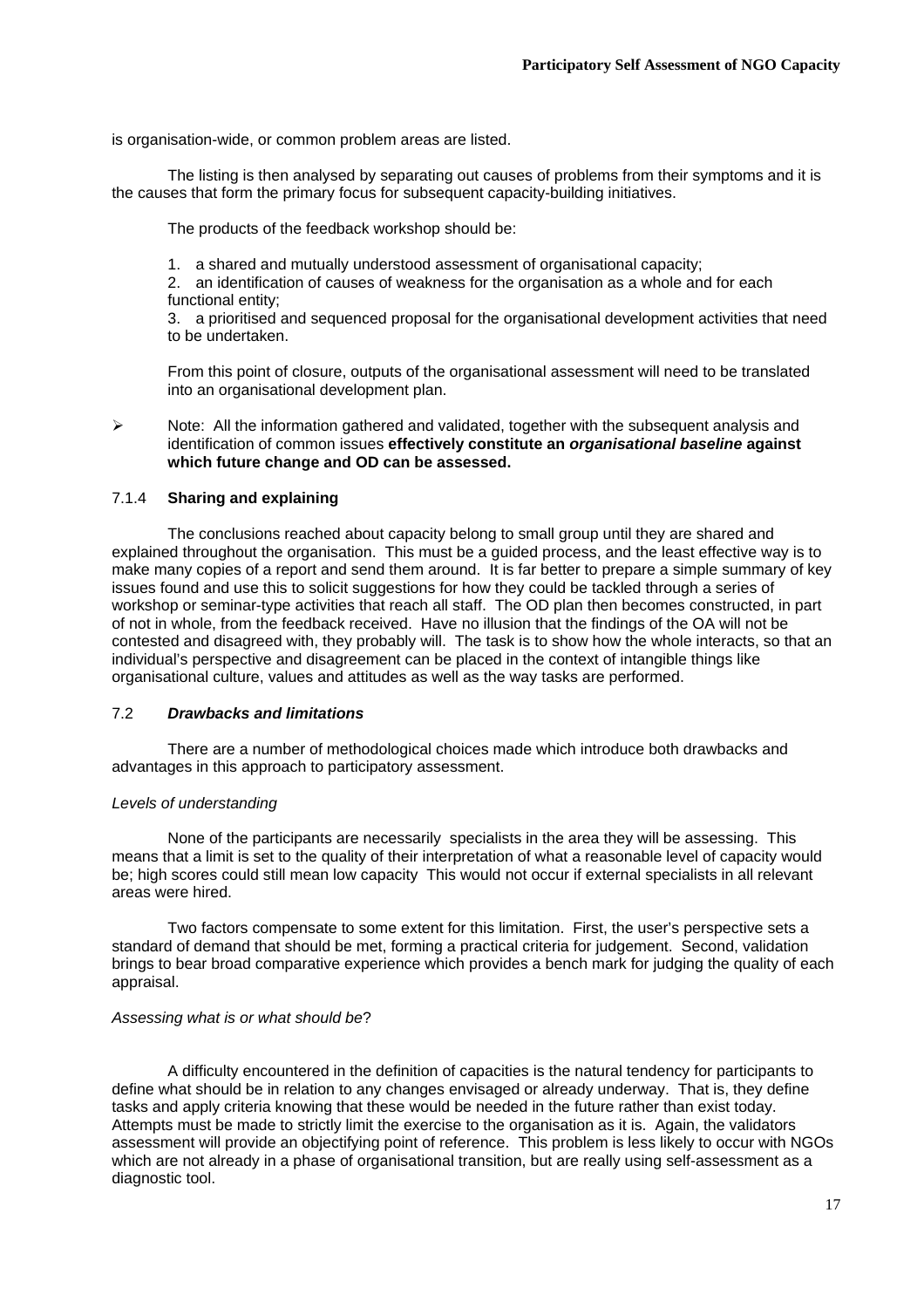is organisation-wide, or common problem areas are listed.

The listing is then analysed by separating out causes of problems from their symptoms and it is the causes that form the primary focus for subsequent capacity-building initiatives.

The products of the feedback workshop should be:

1. a shared and mutually understood assessment of organisational capacity;
2. an identification of causes of weakness for the organisation as a whole and for each functional entity;
3. a prioritised and sequenced proposal for the organisational development activities that need to be undertaken.

From this point of closure, outputs of the organisational assessment will need to be translated into an organisational development plan.

- Note: All the information gathered and validated, together with the subsequent analysis and identification of common issues **effectively constitute an *organisational baseline* against which future change and OD can be assessed.**

### 7.1.4 Sharing and explaining

The conclusions reached about capacity belong to small group until they are shared and explained throughout the organisation. This must be a guided process, and the least effective way is to make many copies of a report and send them around. It is far better to prepare a simple summary of key issues found and use this to solicit suggestions for how they could be tackled through a series of workshop or seminar-type activities that reach all staff. The OD plan then becomes constructed, in part of not in whole, from the feedback received. Have no illusion that the findings of the OA will not be contested and disagreed with, they probably will. The task is to show how the whole interacts, so that an individual's perspective and disagreement can be placed in the context of intangible things like organisational culture, values and attitudes as well as the way tasks are performed.

## 7.2 *Drawbacks and limitations*

There are a number of methodological choices made which introduce both drawbacks and advantages in this approach to participatory assessment.

*Levels of understanding*

None of the participants are necessarily specialists in the area they will be assessing. This means that a limit is set to the quality of their interpretation of what a reasonable level of capacity would be; high scores could still mean low capacity This would not occur if external specialists in all relevant areas were hired.

Two factors compensate to some extent for this limitation. First, the user's perspective sets a standard of demand that should be met, forming a practical criteria for judgement. Second, validation brings to bear broad comparative experience which provides a bench mark for judging the quality of each appraisal.

*Assessing what is or what should be*?

A difficulty encountered in the definition of capacities is the natural tendency for participants to define what should be in relation to any changes envisaged or already underway. That is, they define tasks and apply criteria knowing that these would be needed in the future rather than exist today. Attempts must be made to strictly limit the exercise to the organisation as it is. Again, the validators assessment will provide an objectifying point of reference. This problem is less likely to occur with NGOs which are not already in a phase of organisational transition, but are really using self-assessment as a diagnostic tool.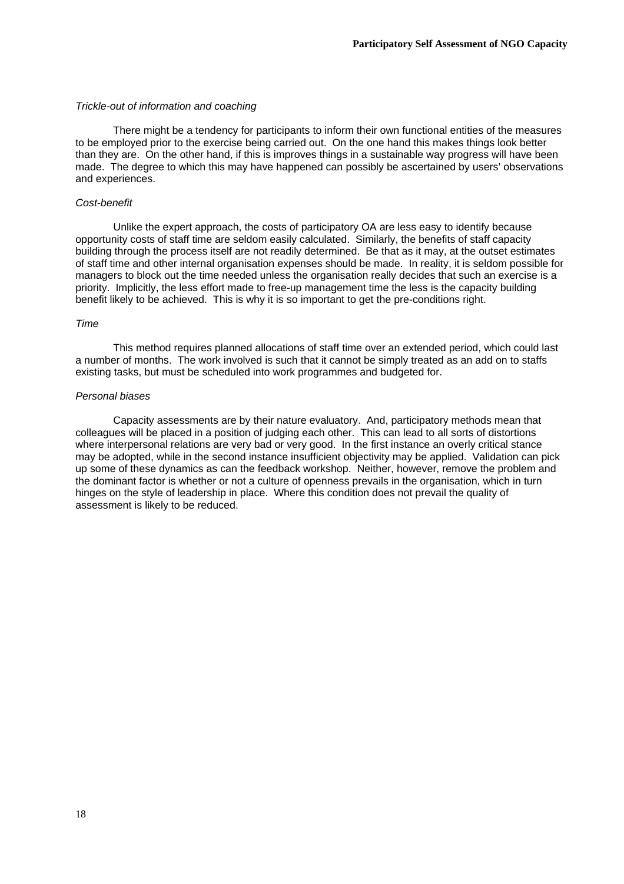*Trickle-out of information and coaching*

There might be a tendency for participants to inform their own functional entities of the measures to be employed prior to the exercise being carried out. On the one hand this makes things look better than they are. On the other hand, if this is improves things in a sustainable way progress will have been made. The degree to which this may have happened can possibly be ascertained by users' observations and experiences.

*Cost-benefit*

Unlike the expert approach, the costs of participatory OA are less easy to identify because opportunity costs of staff time are seldom easily calculated. Similarly, the benefits of staff capacity building through the process itself are not readily determined. Be that as it may, at the outset estimates of staff time and other internal organisation expenses should be made. In reality, it is seldom possible for managers to block out the time needed unless the organisation really decides that such an exercise is a priority. Implicitly, the less effort made to free-up management time the less is the capacity building benefit likely to be achieved. This is why it is so important to get the pre-conditions right.

*Time*

This method requires planned allocations of staff time over an extended period, which could last a number of months. The work involved is such that it cannot be simply treated as an add on to staffs existing tasks, but must be scheduled into work programmes and budgeted for.

*Personal biases*

Capacity assessments are by their nature evaluatory. And, participatory methods mean that colleagues will be placed in a position of judging each other. This can lead to all sorts of distortions where interpersonal relations are very bad or very good. In the first instance an overly critical stance may be adopted, while in the second instance insufficient objectivity may be applied. Validation can pick up some of these dynamics as can the feedback workshop. Neither, however, remove the problem and the dominant factor is whether or not a culture of openness prevails in the organisation, which in turn hinges on the style of leadership in place. Where this condition does not prevail the quality of assessment is likely to be reduced.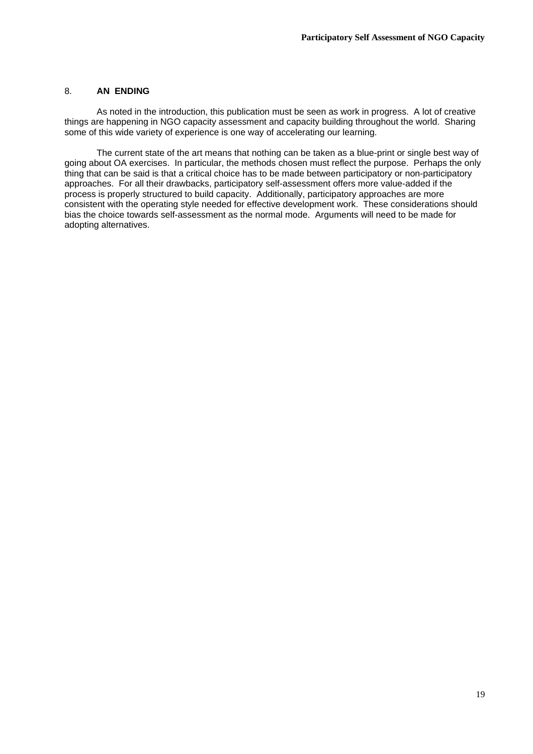## 8. AN ENDING

As noted in the introduction, this publication must be seen as work in progress. A lot of creative things are happening in NGO capacity assessment and capacity building throughout the world. Sharing some of this wide variety of experience is one way of accelerating our learning.

The current state of the art means that nothing can be taken as a blue-print or single best way of going about OA exercises. In particular, the methods chosen must reflect the purpose. Perhaps the only thing that can be said is that a critical choice has to be made between participatory or non-participatory approaches. For all their drawbacks, participatory self-assessment offers more value-added if the process is properly structured to build capacity. Additionally, participatory approaches are more consistent with the operating style needed for effective development work. These considerations should bias the choice towards self-assessment as the normal mode. Arguments will need to be made for adopting alternatives.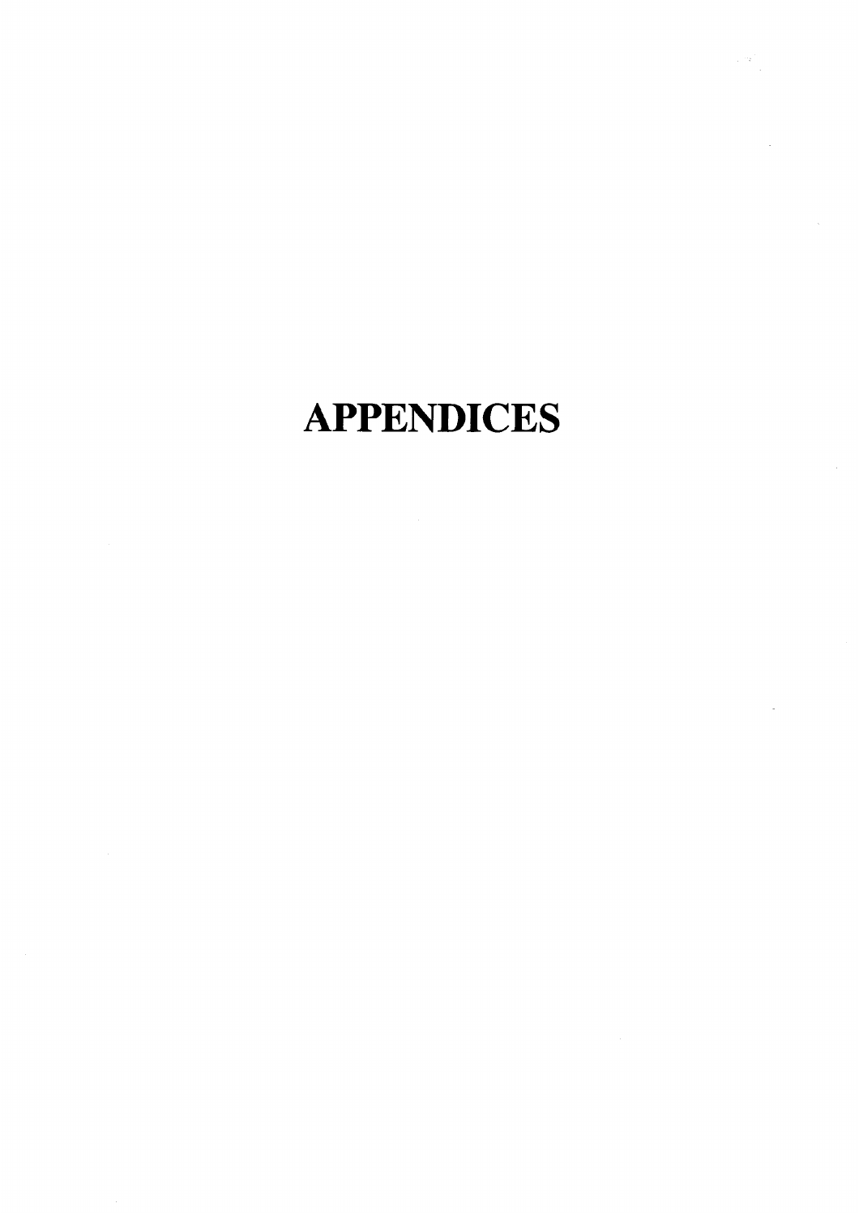# APPENDICES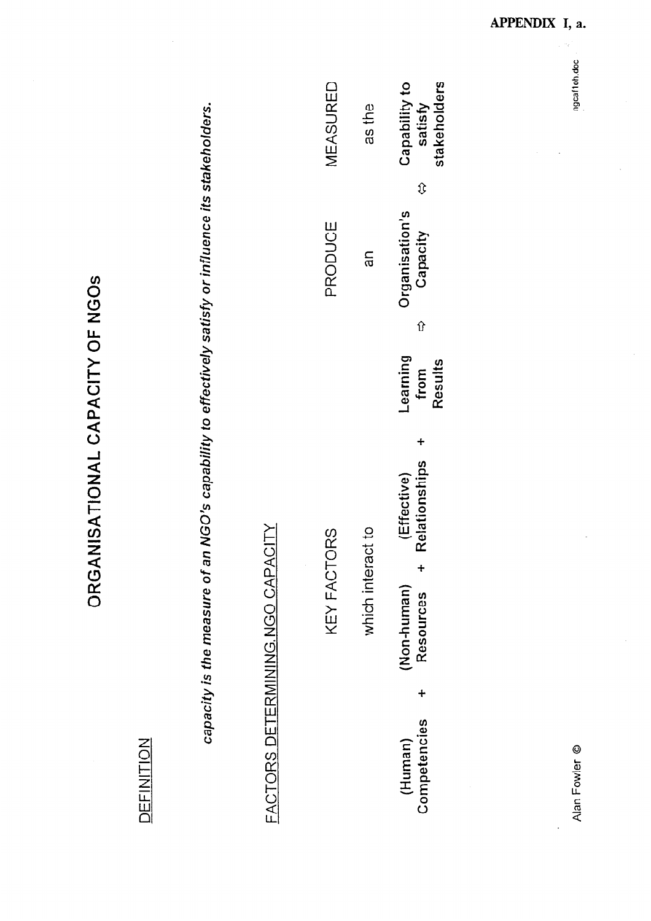APPENDIX I, a.

# ORGANISATIONAL CAPACITY OF NGOs

DEFINITION

*capacity is the measure of an NGO's capability to effectively satisfy or influence its stakeholders.*

FACTORS DETERMINING NGO CAPACITY

KEY FACTORS which interact to PRODUCE an MEASURED as the

(Human) Competencies + (Non-human) Resources + (Effective) Relationships + Learning from Results ⇨ Organisation's Capacity ⇔ Capability to satisfy stakeholders

Alan Fowler ©

ngcaf1oh.doc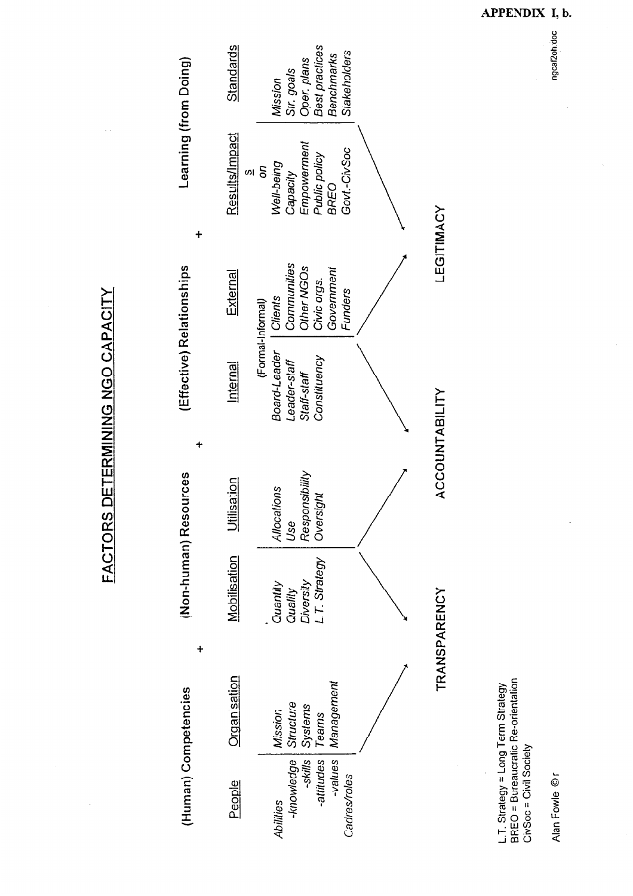APPENDIX I, b.

# FACTORS DETERMINING NGO CAPACITY

| (Human) Competencies | | + | (Non-human) Resources | | + | (Effective) Relationships | | + | Learning (from Doing) | |
|---|---|---|---|---|---|---|---|---|---|---|
| People | Organisation | | Mobilisation | Utilisation | | Internal | External | | Results/Impact ≤ on | Standards |
| | | | | | | (Formal-Informal) | | | | |
| *Abilities* | *Mission* | | *Quantity* | *Allocations* | | *Board-Leader* | *Clients* | | *Well-being* | *Mission* |
| *-knowledge* | *Structure* | | *Quality* | *Use* | | *Leader-staff* | *Communities* | | *Capacity* | *Str. goals* |
| *-skills* | *Systems* | | *Diversity* | *Responsibility* | | *Staff-staff* | *Other NGOs* | | *Empowerment* | *Oper. plans* |
| *-attitudes* | *Teams* | | *L.T. Strategy* | *Oversight* | | *Constituency* | *Civic orgs.* | | *Public policy* | *Best practices* |
| *-values* | *Management* | | | | | | *Government* | | *BREO* | *Benchmarks* |
| *Cadres/roles* | | | | | | | *Funders* | | *Govt.-CivSoc* | *Stakeholders* |

TRANSPARENCY — ACCOUNTABILITY — LEGITIMACY

L.T. Strategy = Long Term Strategy
BREO = Bureaucratic Re-orientation
CivSoc = Civil Society

Alan Fowler ©

ngcaf2oh.doc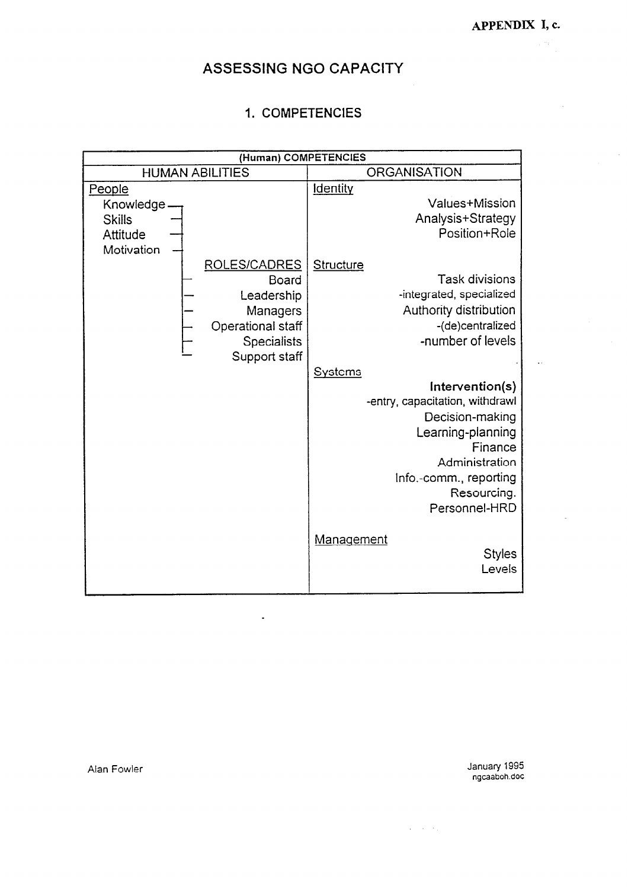APPENDIX I, c.

# ASSESSING NGO CAPACITY

## 1. COMPETENCIES

| (Human) COMPETENCIES | |
|---|---|
| **HUMAN ABILITIES** | **ORGANISATION** |
| <u>People</u><br>Knowledge<br>Skills<br>Attitude<br>Motivation<br><br><u>ROLES/CADRES</u><br>Board<br>Leadership<br>Managers<br>Operational staff<br>Specialists<br>Support staff | <u>Identity</u><br>Values+Mission<br>Analysis+Strategy<br>Position+Role<br><br><u>Structure</u><br>Task divisions<br>-integrated, specialized<br>Authority distribution<br>-(de)centralized<br>-number of levels<br><br><u>Systems</u><br>**Intervention(s)**<br>-entry, capacitation, withdrawl<br>Decision-making<br>Learning-planning<br>Finance<br>Administration<br>Info.-comm., reporting<br>Resourcing.<br>Personnel-HRD<br><br><u>Management</u><br>Styles<br>Levels |

Alan Fowler

January 1995
ngcaaboh.doc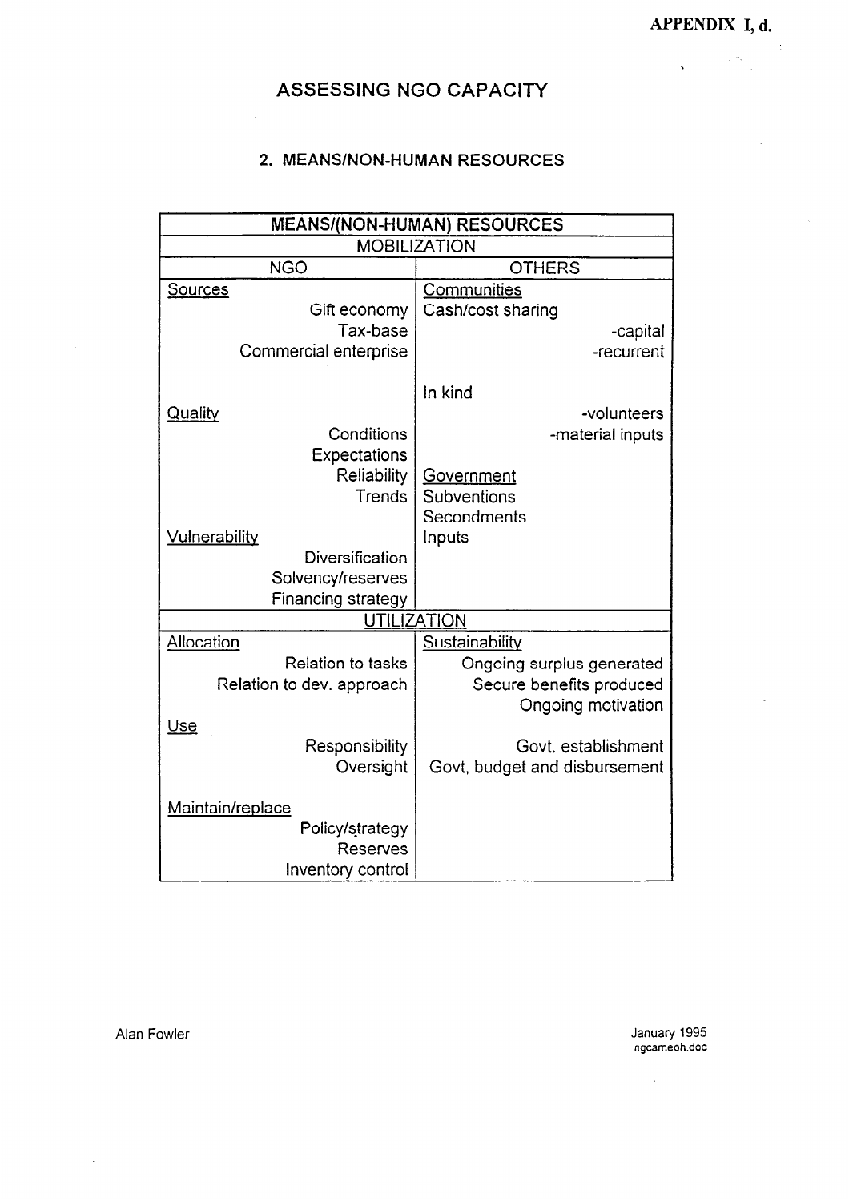APPENDIX I, d.

# ASSESSING NGO CAPACITY

## 2. MEANS/NON-HUMAN RESOURCES

| MEANS/(NON-HUMAN) RESOURCES | |
|---|---|
| **MOBILIZATION** | |
| **NGO** | **OTHERS** |
| <u>Sources</u> | <u>Communities</u> |
| Gift economy | Cash/cost sharing |
| Tax-base | -capital |
| Commercial enterprise | -recurrent |
| | In kind |
| <u>Quality</u> | -volunteers |
| Conditions | -material inputs |
| Expectations | |
| Reliability | <u>Government</u> |
| Trends | Subventions |
| | Secondments |
| <u>Vulnerability</u> | Inputs |
| Diversification | |
| Solvency/reserves | |
| Financing strategy | |
| **<u>UTILIZATION</u>** | |
| <u>Allocation</u> | <u>Sustainability</u> |
| Relation to tasks | Ongoing surplus generated |
| Relation to dev. approach | Secure benefits produced |
| | Ongoing motivation |
| <u>Use</u> | |
| Responsibility | Govt. establishment |
| Oversight | Govt, budget and disbursement |
| <u>Maintain/replace</u> | |
| Policy/strategy | |
| Reserves | |
| Inventory control | |

Alan Fowler

January 1995
ngcameoh.doc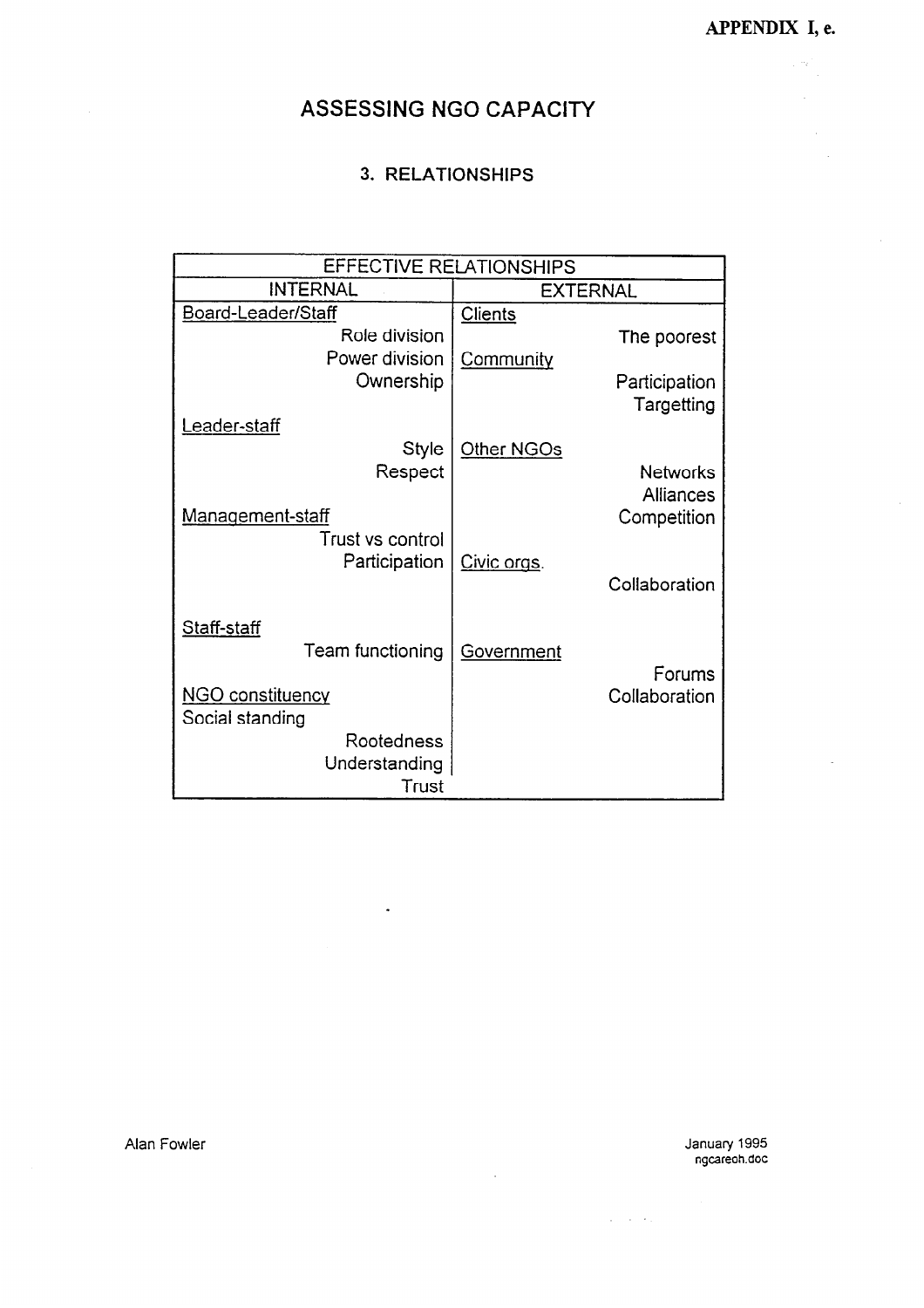APPENDIX I, e.

# ASSESSING NGO CAPACITY

## 3. RELATIONSHIPS

| EFFECTIVE RELATIONSHIPS | |
|---|---|
| INTERNAL | EXTERNAL |
| Board-Leader/Staff | Clients |
| Role division | The poorest |
| Power division | Community |
| Ownership | Participation |
| | Targetting |
| Leader-staff | |
| Style | Other NGOs |
| Respect | Networks |
| | Alliances |
| Management-staff | Competition |
| Trust vs control | |
| Participation | Civic orgs. |
| | Collaboration |
| Staff-staff | |
| Team functioning | Government |
| | Forums |
| NGO constituency | Collaboration |
| Social standing | |
| Rootedness | |
| Understanding | |
| Trust | |

Alan Fowler

January 1995
ngcareoh.doc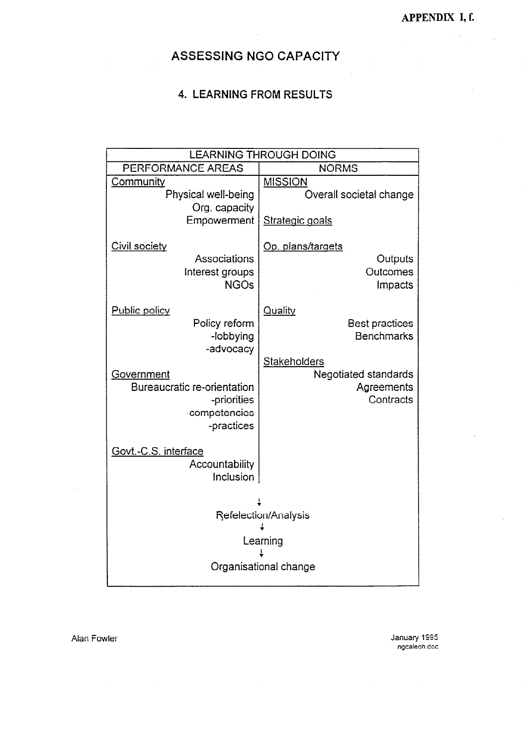APPENDIX I, f.

# ASSESSING NGO CAPACITY

## 4. LEARNING FROM RESULTS

| LEARNING THROUGH DOING | |
|---|---|
| PERFORMANCE AREAS | NORMS |
| Community<br>Physical well-being<br>Org. capacity<br>Empowerment | MISSION<br>Overall societal change |
| Civil society<br>Associations<br>Interest groups<br>NGOs | Strategic goals<br><br>Op. plans/targets<br>Outputs<br>Outcomes<br>Impacts |
| Public policy<br>Policy reform<br>-lobbying<br>-advocacy | Quality<br>Best practices<br>Benchmarks |
| Government<br>Bureaucratic re-orientation<br>-priorities<br>-competencies<br>-practices | Stakeholders<br>Negotiated standards<br>Agreements<br>Contracts |
| Govt.-C.S. interface<br>Accountability<br>Inclusion | |

↓

Refelection/Analysis

↓

Learning

↓

Organisational change

Alan Fowler

January 1995
ngcaleoh.doc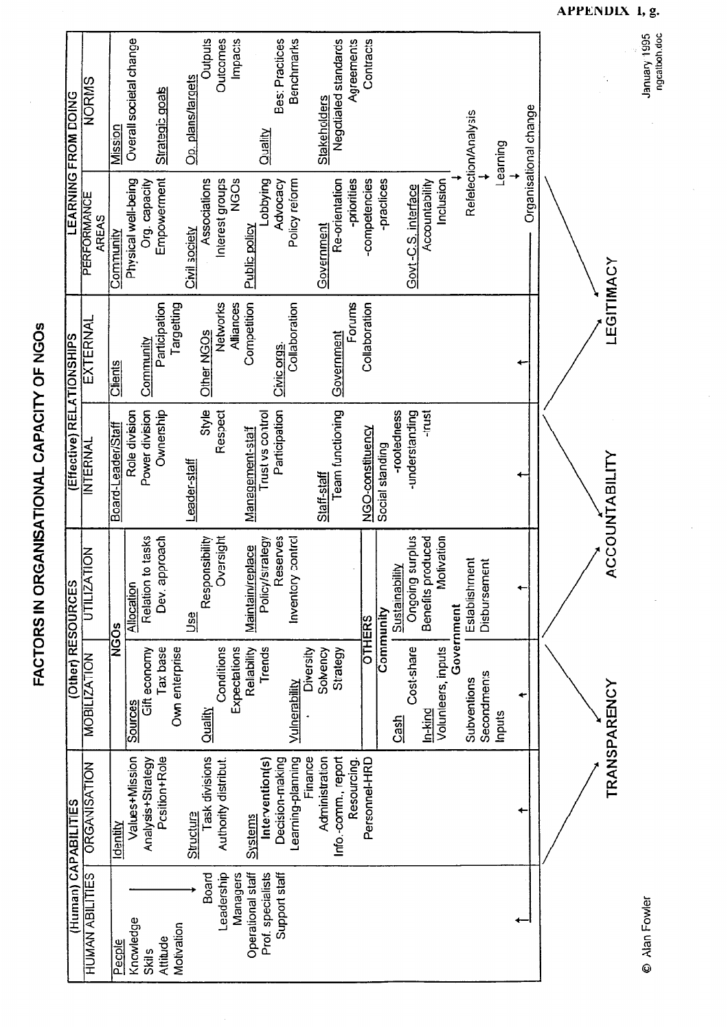APPENDIX 1, g.

# FACTORS IN ORGANISATIONAL CAPACITY OF NGOs

| (Human) CAPABILITIES | | (Other) RESOURCES | | (Effective) RELATIONSHIPS | | LEARNING FROM DOING | |
|---|---|---|---|---|---|---|---|
| HUMAN ABILITIES | ORGANISATION | MOBILIZATION | UTILIZATION | INTERNAL | EXTERNAL | PERFORMANCE AREAS | NORMS |
| People<br>Knowledge<br>Skils<br>Attitude<br>Motivation<br><br>Board<br>Leadership<br>Managers<br>Operational staff<br>Prof. specialists<br>Support staff | Identity<br>Values+Mission<br>Analysis+Strategy<br>Position+Role<br><br>Structure<br>Task divisions<br>Authority distribut.<br><br>Systems<br>Intervention(s)<br>Decision-making<br>Learning-planning<br>Finance<br>Administration<br>Info.-comm., report<br>Resourcing.<br>Personnel-HRD | **NGOs**<br>Sources<br>Gift economy<br>Tax base<br>Own enterprise<br><br>Quality<br>Conditions<br>Expectations<br>Reliability<br>Trends<br><br>Vulnerability<br>Diversity<br>Solvency<br>Strategy<br><br>**OTHERS**<br>Community<br>Cash<br>Cost-share<br>In-kind<br>Volunteers, inputs<br>Government<br>Subventions<br>Secondments<br>Inputs | Allocation<br>Relation to tasks<br>Dev. approach<br><br>Use<br>Responsibility<br>Oversight<br><br>Maintain/replace<br>Policy/strategy<br>Reserves<br>Inventory control<br><br>Sustainability<br>Ongoing surplus<br>Benefits produced<br>Motivation<br><br>Establishment<br>Disbursement | Board-Leader/Staff<br>Role division<br>Power division<br>Ownership<br><br>Leader-staff<br>Style<br>Respect<br><br>Management-staff<br>Trust vs control<br>Participation<br><br>Staff-staff<br>Team functioning<br><br>NGO-constituency<br>Social standing<br>-rootedness<br>-understanding<br>-trust | Clients<br><br>Community<br>Participation<br>Targetting<br><br>Other NGOs<br>Networks<br>Alliances<br>Competition<br><br>Civic orgs.<br>Collaboration<br><br>Government<br>Forums<br>Collaboration | Community<br>Physical well-being<br>Org. capacity<br>Empowerment<br><br>Civil society<br>Associations<br>Interest groups<br>NGOs<br><br>Public policy<br>Lobbying<br>Advocacy<br>Policy reform<br><br>Government<br>Re-orientation<br>-priorities<br>-competencies<br>-practices<br><br>Govt.-C.S. interface<br>Accountability<br>Inclusion | Mission<br>Overall societal change<br><br>Strategic goals<br><br>Op. plans/targets<br>Outputs<br>Outcomes<br>Impacts<br><br>Quality<br>Best Practices<br>Benchmarks<br><br>Stakeholders<br>Negotiated standards<br>Agreements<br>Contracts |

Refelection/Analysis → Learning → Organisational change

TRANSPARENCY — ACCOUNTABILITY — LEGITIMACY

© Alan Fowler

January 1995
ngcalboh.doc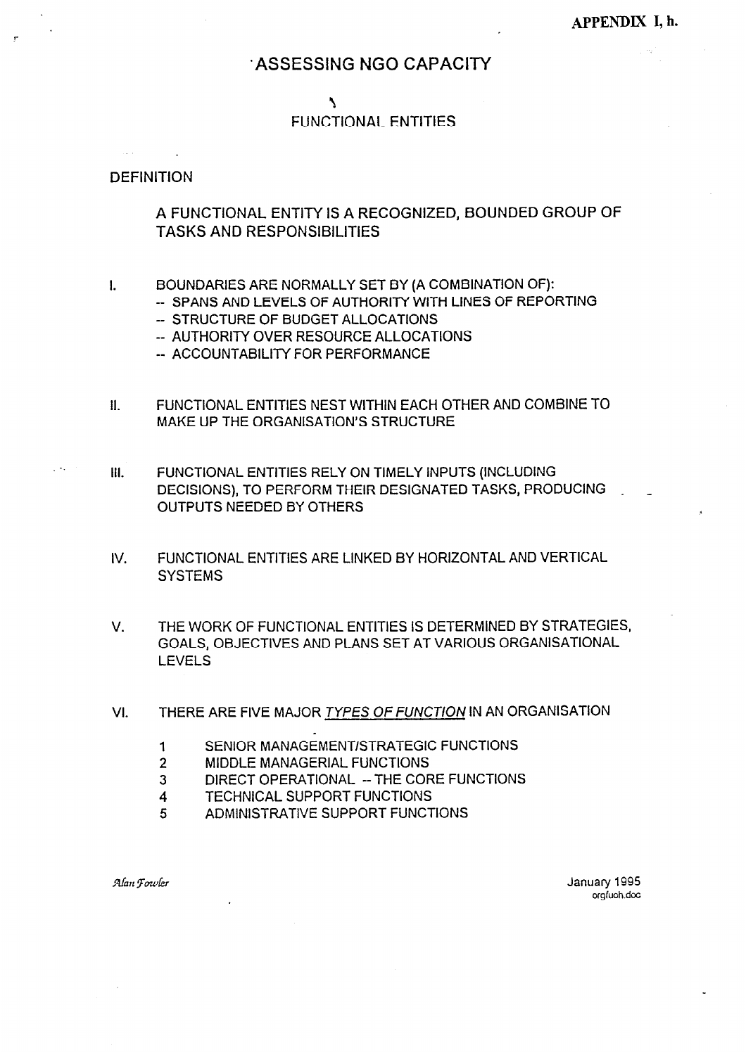APPENDIX I, h.

# ASSESSING NGO CAPACITY

## FUNCTIONAL ENTITIES

DEFINITION

A FUNCTIONAL ENTITY IS A RECOGNIZED, BOUNDED GROUP OF TASKS AND RESPONSIBILITIES

I. BOUNDARIES ARE NORMALLY SET BY (A COMBINATION OF):
   - -- SPANS AND LEVELS OF AUTHORITY WITH LINES OF REPORTING
   - -- STRUCTURE OF BUDGET ALLOCATIONS
   - -- AUTHORITY OVER RESOURCE ALLOCATIONS
   - -- ACCOUNTABILITY FOR PERFORMANCE

II. FUNCTIONAL ENTITIES NEST WITHIN EACH OTHER AND COMBINE TO MAKE UP THE ORGANISATION'S STRUCTURE

III. FUNCTIONAL ENTITIES RELY ON TIMELY INPUTS (INCLUDING DECISIONS), TO PERFORM THEIR DESIGNATED TASKS, PRODUCING OUTPUTS NEEDED BY OTHERS

IV. FUNCTIONAL ENTITIES ARE LINKED BY HORIZONTAL AND VERTICAL SYSTEMS

V. THE WORK OF FUNCTIONAL ENTITIES IS DETERMINED BY STRATEGIES, GOALS, OBJECTIVES AND PLANS SET AT VARIOUS ORGANISATIONAL LEVELS

VI. THERE ARE FIVE MAJOR _TYPES OF FUNCTION_ IN AN ORGANISATION

   1. SENIOR MANAGEMENT/STRATEGIC FUNCTIONS
   2. MIDDLE MANAGERIAL FUNCTIONS
   3. DIRECT OPERATIONAL -- THE CORE FUNCTIONS
   4. TECHNICAL SUPPORT FUNCTIONS
   5. ADMINISTRATIVE SUPPORT FUNCTIONS

*Alan Fowler*

January 1995
orgfuch.doc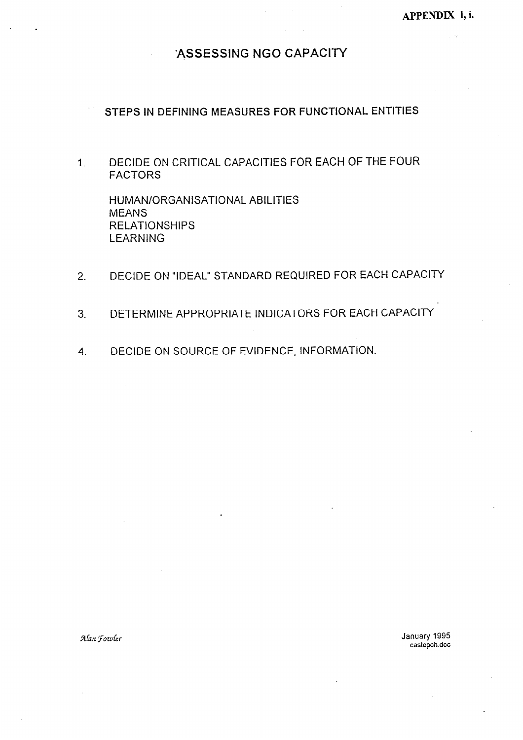**APPENDIX I, i.**

# ASSESSING NGO CAPACITY

## STEPS IN DEFINING MEASURES FOR FUNCTIONAL ENTITIES

1. DECIDE ON CRITICAL CAPACITIES FOR EACH OF THE FOUR FACTORS

   HUMAN/ORGANISATIONAL ABILITIES
   MEANS
   RELATIONSHIPS
   LEARNING

2. DECIDE ON "IDEAL" STANDARD REQUIRED FOR EACH CAPACITY

3. DETERMINE APPROPRIATE INDICATORS FOR EACH CAPACITY

4. DECIDE ON SOURCE OF EVIDENCE, INFORMATION.

*Alan Fowler*

January 1995
castepoh.doc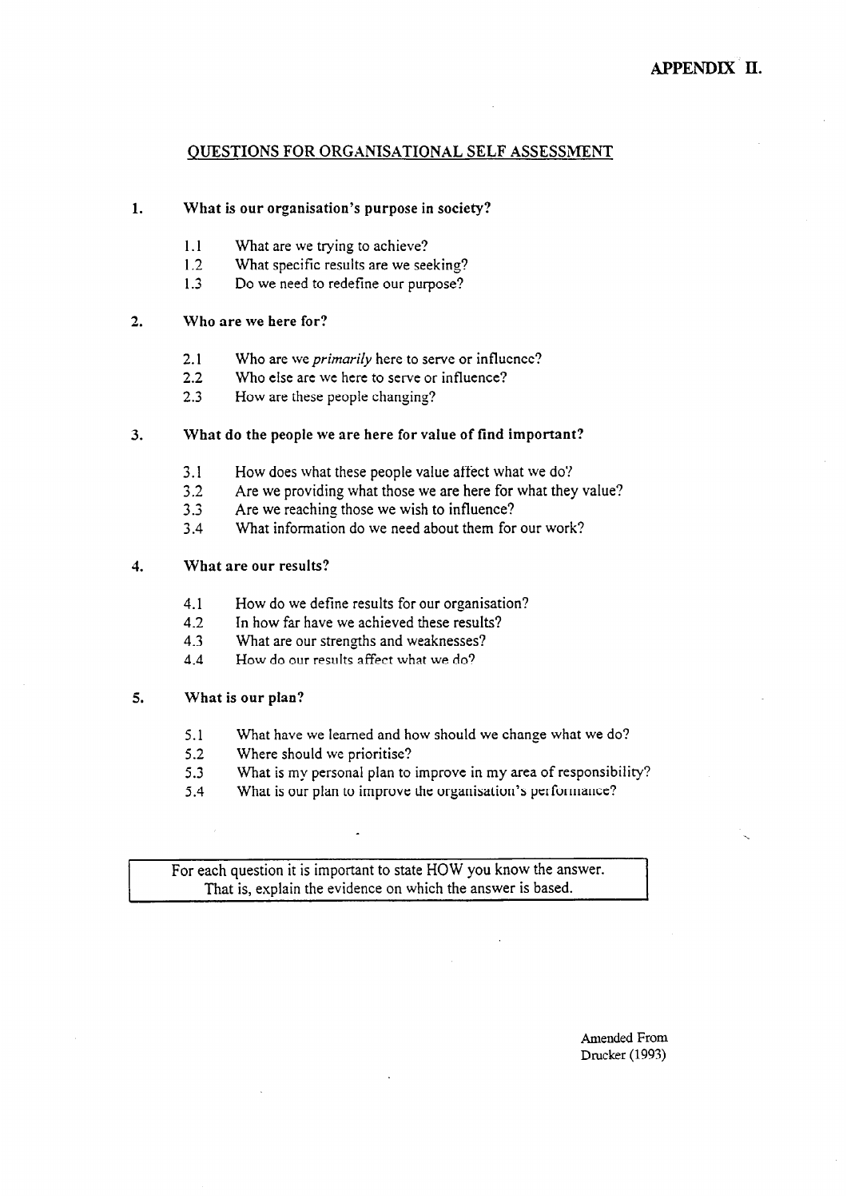**APPENDIX II.**

## QUESTIONS FOR ORGANISATIONAL SELF ASSESSMENT

**1. What is our organisation's purpose in society?**

- 1.1 What are we trying to achieve?
- 1.2 What specific results are we seeking?
- 1.3 Do we need to redefine our purpose?

**2. Who are we here for?**

- 2.1 Who are we *primarily* here to serve or influence?
- 2.2 Who else are we here to serve or influence?
- 2.3 How are these people changing?

**3. What do the people we are here for value of find important?**

- 3.1 How does what these people value affect what we do?
- 3.2 Are we providing what those we are here for what they value?
- 3.3 Are we reaching those we wish to influence?
- 3.4 What information do we need about them for our work?

**4. What are our results?**

- 4.1 How do we define results for our organisation?
- 4.2 In how far have we achieved these results?
- 4.3 What are our strengths and weaknesses?
- 4.4 How do our results affect what we do?

**5. What is our plan?**

- 5.1 What have we learned and how should we change what we do?
- 5.2 Where should we prioritise?
- 5.3 What is my personal plan to improve in my area of responsibility?
- 5.4 What is our plan to improve the organisation's performance?

For each question it is important to state HOW you know the answer. That is, explain the evidence on which the answer is based.

Amended From
Drucker (1993)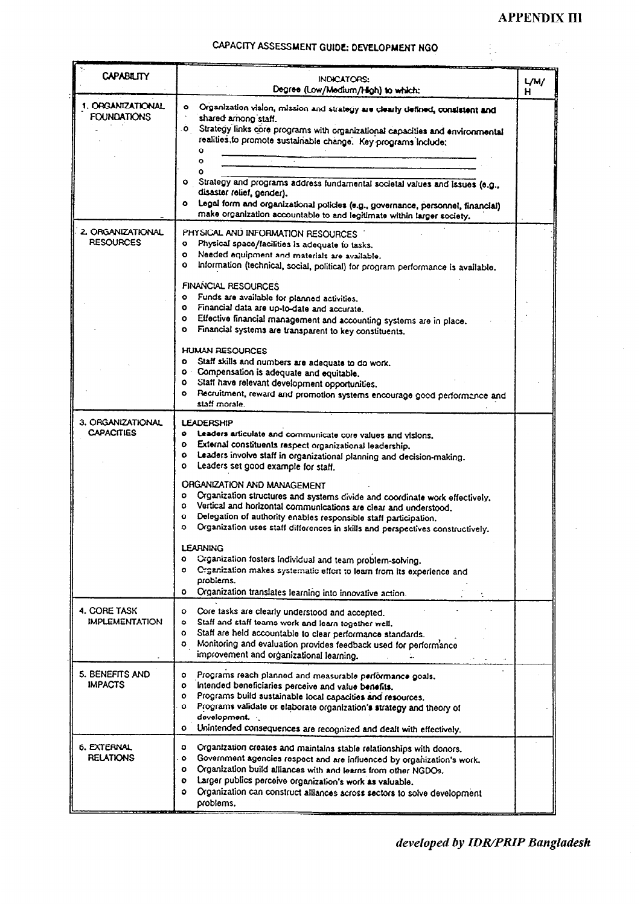# APPENDIX III

## CAPACITY ASSESSMENT GUIDE: DEVELOPMENT NGO

| CAPABILITY | INDICATORS: Degree (Low/Medium/High) to which: | L/M/H |
|---|---|---|
| 1. ORGANIZATIONAL FOUNDATIONS | o Organization vision, mission and strategy are clearly defined, consistent and shared among staff.<br>o Strategy links core programs with organizational capacities and environmental realities to promote sustainable change. Key programs include:<br>o \_\_\_\_\_\_\_\_\_\_<br>o \_\_\_\_\_\_\_\_\_\_<br>o \_\_\_\_\_\_\_\_\_\_<br>o Strategy and programs address fundamental societal values and issues (e.g., disaster relief, gender).<br>o Legal form and organizational policies (e.g., governance, personnel, financial) make organization accountable to and legitimate within larger society. | |
| 2. ORGANIZATIONAL RESOURCES | PHYSICAL AND INFORMATION RESOURCES<br>o Physical space/facilities is adequate to tasks.<br>o Needed equipment and materials are available.<br>o Information (technical, social, political) for program performance is available.<br><br>FINANCIAL RESOURCES<br>o Funds are available for planned activities.<br>o Financial data are up-to-date and accurate.<br>o Effective financial management and accounting systems are in place.<br>o Financial systems are transparent to key constituents.<br><br>HUMAN RESOURCES<br>o Staff skills and numbers are adequate to do work.<br>o Compensation is adequate and equitable.<br>o Staff have relevant development opportunities.<br>o Recruitment, reward and promotion systems encourage good performance and staff morale. | |
| 3. ORGANIZATIONAL CAPACITIES | LEADERSHIP<br>o Leaders articulate and communicate core values and visions.<br>o External constituents respect organizational leadership.<br>o Leaders involve staff in organizational planning and decision-making.<br>o Leaders set good example for staff.<br><br>ORGANIZATION AND MANAGEMENT<br>o Organization structures and systems divide and coordinate work effectively.<br>o Vertical and horizontal communications are clear and understood.<br>o Delegation of authority enables responsible staff participation.<br>o Organization uses staff differences in skills and perspectives constructively.<br><br>LEARNING<br>o Organization fosters individual and team problem-solving.<br>o Organization makes systematic effort to learn from its experience and problems.<br>o Organization translates learning into innovative action. | |
| 4. CORE TASK IMPLEMENTATION | o Core tasks are clearly understood and accepted.<br>o Staff and staff teams work and learn together well.<br>o Staff are held accountable to clear performance standards.<br>o Monitoring and evaluation provides feedback used for performance improvement and organizational learning. | |
| 5. BENEFITS AND IMPACTS | o Programs reach planned and measurable performance goals.<br>o Intended beneficiaries perceive and value benefits.<br>o Programs build sustainable local capacities and resources.<br>o Programs validate or elaborate organization's strategy and theory of development.<br>o Unintended consequences are recognized and dealt with effectively. | |
| 6. EXTERNAL RELATIONS | o Organization creates and maintains stable relationships with donors.<br>o Government agencies respect and are influenced by organization's work.<br>o Organization build alliances with and learns from other NGDOs.<br>o Larger publics perceive organization's work as valuable.<br>o Organization can construct alliances across sectors to solve development problems. | |

*developed by IDR/PRIP Bangladesh*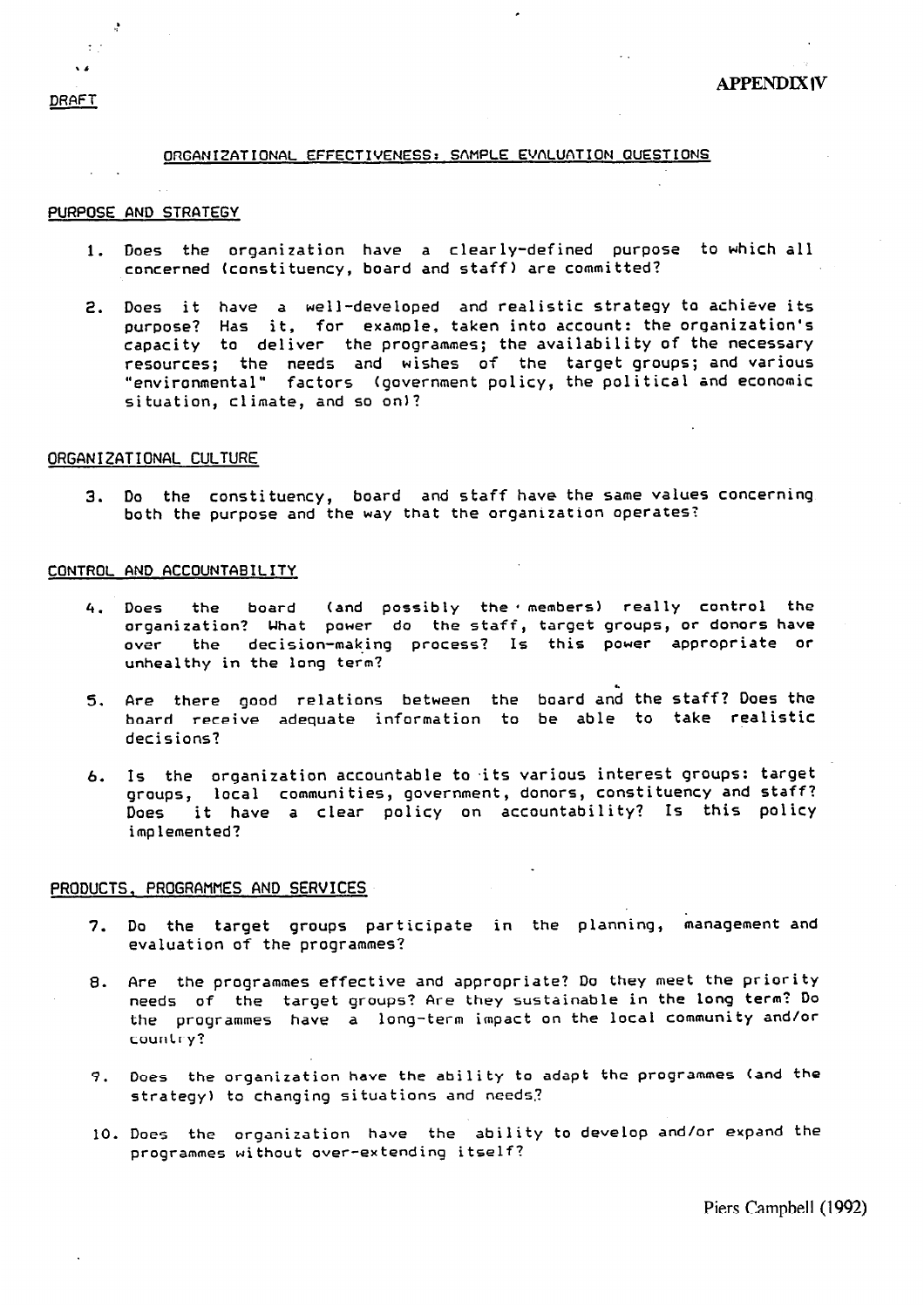DRAFT

**APPENDIX IV**

## ORGANIZATIONAL EFFECTIVENESS: SAMPLE EVALUATION QUESTIONS

### PURPOSE AND STRATEGY

1. Does the organization have a clearly-defined purpose to which all concerned (constituency, board and staff) are committed?

2. Does it have a well-developed and realistic strategy to achieve its purpose? Has it, for example, taken into account: the organization's capacity to deliver the programmes; the availability of the necessary resources; the needs and wishes of the target groups; and various "environmental" factors (government policy, the political and economic situation, climate, and so on)?

### ORGANIZATIONAL CULTURE

3. Do the constituency, board and staff have the same values concerning both the purpose and the way that the organization operates?

### CONTROL AND ACCOUNTABILITY

4. Does the board (and possibly the members) really control the organization? What power do the staff, target groups, or donors have over the decision-making process? Is this power appropriate or unhealthy in the long term?

5. Are there good relations between the board and the staff? Does the board receive adequate information to be able to take realistic decisions?

6. Is the organization accountable to its various interest groups: target groups, local communities, government, donors, constituency and staff? Does it have a clear policy on accountability? Is this policy implemented?

### PRODUCTS, PROGRAMMES AND SERVICES

7. Do the target groups participate in the planning, management and evaluation of the programmes?

8. Are the programmes effective and appropriate? Do they meet the priority needs of the target groups? Are they sustainable in the long term? Do the programmes have a long-term impact on the local community and/or country?

9. Does the organization have the ability to adapt the programmes (and the strategy) to changing situations and needs?

10. Does the organization have the ability to develop and/or expand the programmes without over-extending itself?

Piers Campbell (1992)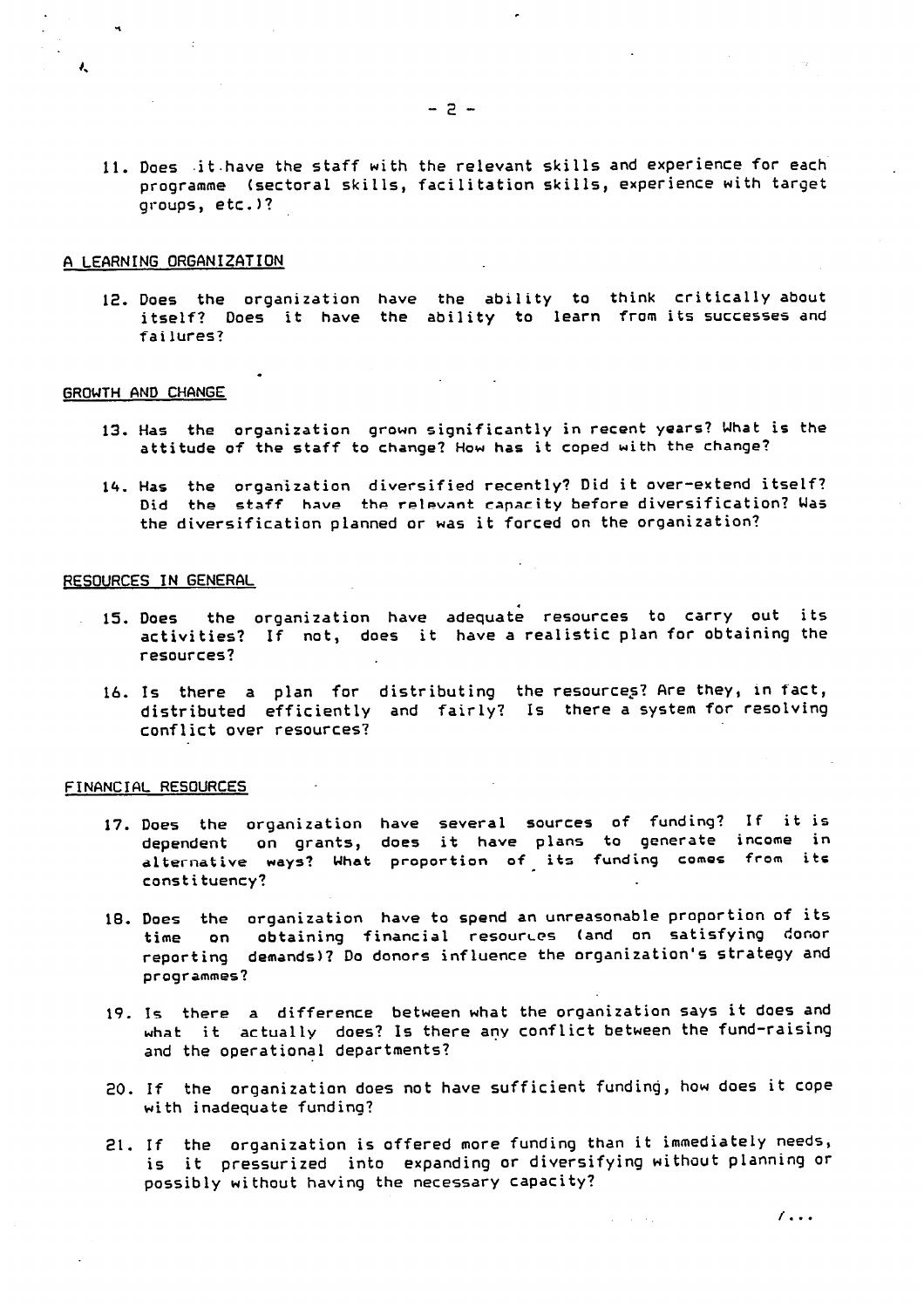11. Does it have the staff with the relevant skills and experience for each programme (sectoral skills, facilitation skills, experience with target groups, etc.)?

A LEARNING ORGANIZATION

12. Does the organization have the ability to think critically about itself? Does it have the ability to learn from its successes and failures?

GROWTH AND CHANGE

13. Has the organization grown significantly in recent years? What is the attitude of the staff to change? How has it coped with the change?

14. Has the organization diversified recently? Did it over-extend itself? Did the staff have the relevant capacity before diversification? Was the diversification planned or was it forced on the organization?

RESOURCES IN GENERAL

15. Does the organization have adequate resources to carry out its activities? If not, does it have a realistic plan for obtaining the resources?

16. Is there a plan for distributing the resources? Are they, in fact, distributed efficiently and fairly? Is there a system for resolving conflict over resources?

FINANCIAL RESOURCES

17. Does the organization have several sources of funding? If it is dependent on grants, does it have plans to generate income in alternative ways? What proportion of its funding comes from its constituency?

18. Does the organization have to spend an unreasonable proportion of its time on obtaining financial resources (and on satisfying donor reporting demands)? Do donors influence the organization's strategy and programmes?

19. Is there a difference between what the organization says it does and what it actually does? Is there any conflict between the fund-raising and the operational departments?

20. If the organization does not have sufficient funding, how does it cope with inadequate funding?

21. If the organization is offered more funding than it immediately needs, is it pressurized into expanding or diversifying without planning or possibly without having the necessary capacity?

/...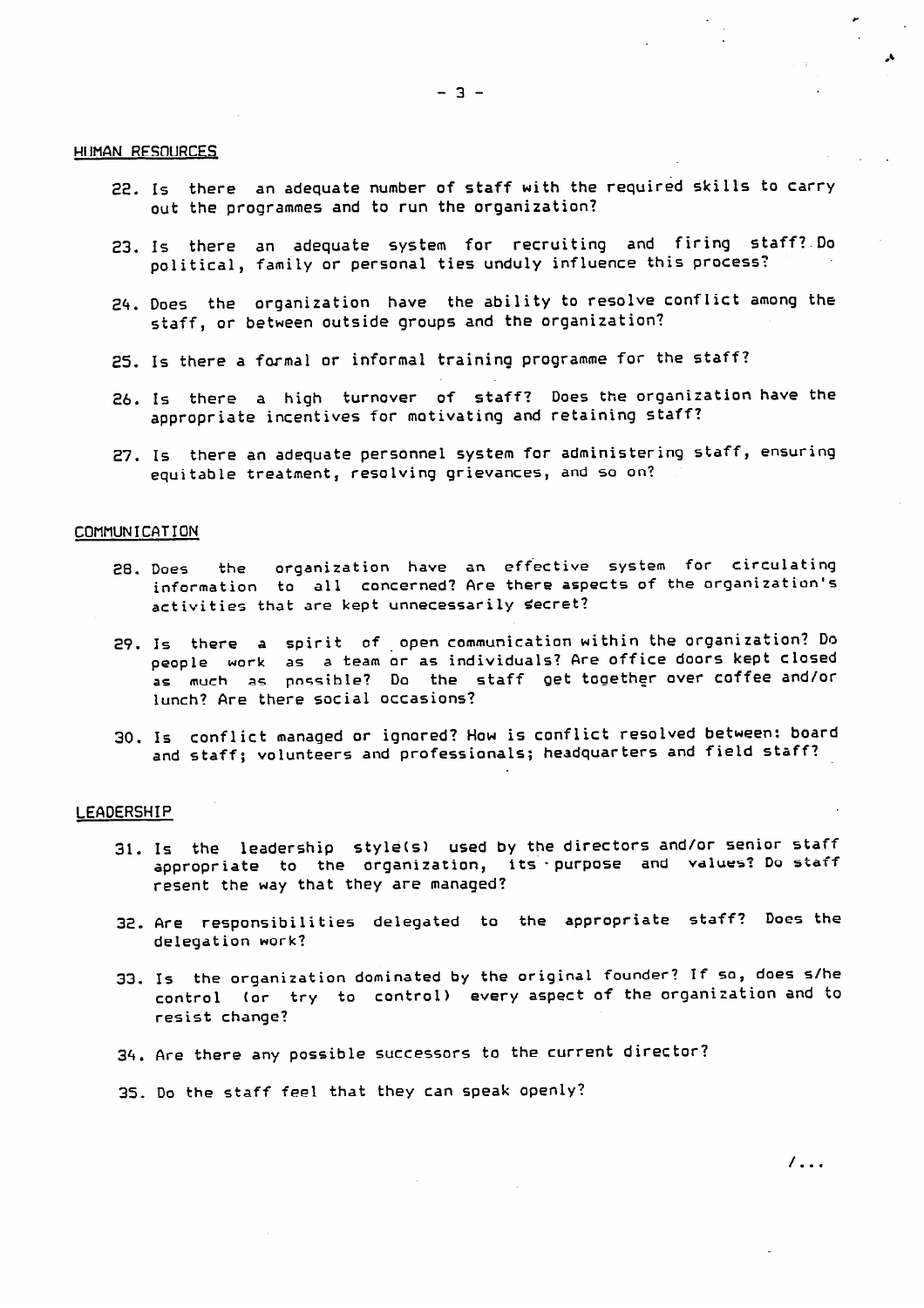## HUMAN RESOURCES

22. Is there an adequate number of staff with the required skills to carry out the programmes and to run the organization?

23. Is there an adequate system for recruiting and firing staff? Do political, family or personal ties unduly influence this process?

24. Does the organization have the ability to resolve conflict among the staff, or between outside groups and the organization?

25. Is there a formal or informal training programme for the staff?

26. Is there a high turnover of staff? Does the organization have the appropriate incentives for motivating and retaining staff?

27. Is there an adequate personnel system for administering staff, ensuring equitable treatment, resolving grievances, and so on?

## COMMUNICATION

28. Does the organization have an effective system for circulating information to all concerned? Are there aspects of the organization's activities that are kept unnecessarily secret?

29. Is there a spirit of open communication within the organization? Do people work as a team or as individuals? Are office doors kept closed as much as possible? Do the staff get together over coffee and/or lunch? Are there social occasions?

30. Is conflict managed or ignored? How is conflict resolved between: board and staff; volunteers and professionals; headquarters and field staff?

## LEADERSHIP

31. Is the leadership style(s) used by the directors and/or senior staff appropriate to the organization, its purpose and values? Do staff resent the way that they are managed?

32. Are responsibilities delegated to the appropriate staff? Does the delegation work?

33. Is the organization dominated by the original founder? If so, does s/he control (or try to control) every aspect of the organization and to resist change?

34. Are there any possible successors to the current director?

35. Do the staff feel that they can speak openly?

/...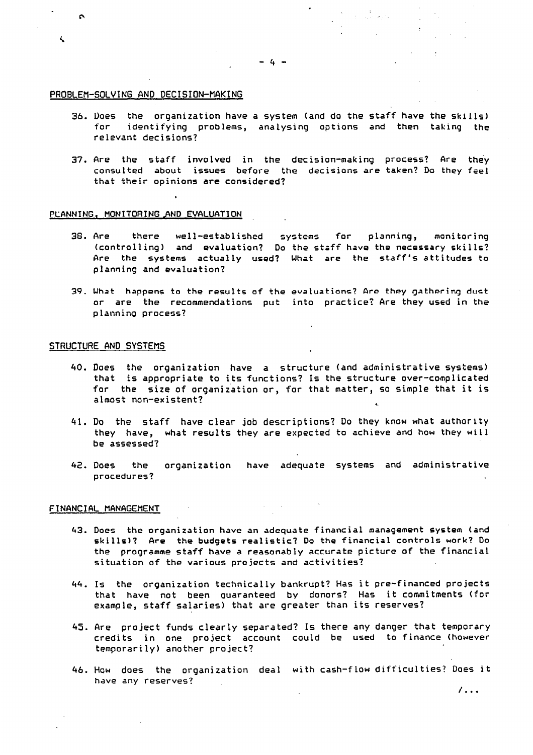## PROBLEM-SOLVING AND DECISION-MAKING

36. Does the organization have a system (and do the staff have the skills) for identifying problems, analysing options and then taking the relevant decisions?

37. Are the staff involved in the decision-making process? Are they consulted about issues before the decisions are taken? Do they feel that their opinions are considered?

## PLANNING, MONITORING AND EVALUATION

38. Are there well-established systems for planning, monitoring (controlling) and evaluation? Do the staff have the necessary skills? Are the systems actually used? What are the staff's attitudes to planning and evaluation?

39. What happens to the results of the evaluations? Are they gathering dust or are the recommendations put into practice? Are they used in the planning process?

## STRUCTURE AND SYSTEMS

40. Does the organization have a structure (and administrative systems) that is appropriate to its functions? Is the structure over-complicated for the size of organization or, for that matter, so simple that it is almost non-existent?

41. Do the staff have clear job descriptions? Do they know what authority they have, what results they are expected to achieve and how they will be assessed?

42. Does the organization have adequate systems and administrative procedures?

## FINANCIAL MANAGEMENT

43. Does the organization have an adequate financial management system (and skills)? Are the budgets realistic? Do the financial controls work? Do the programme staff have a reasonably accurate picture of the financial situation of the various projects and activities?

44. Is the organization technically bankrupt? Has it pre-financed projects that have not been guaranteed by donors? Has it commitments (for example, staff salaries) that are greater than its reserves?

45. Are project funds clearly separated? Is there any danger that temporary credits in one project account could be used to finance (however temporarily) another project?

46. How does the organization deal with cash-flow difficulties? Does it have any reserves?

/...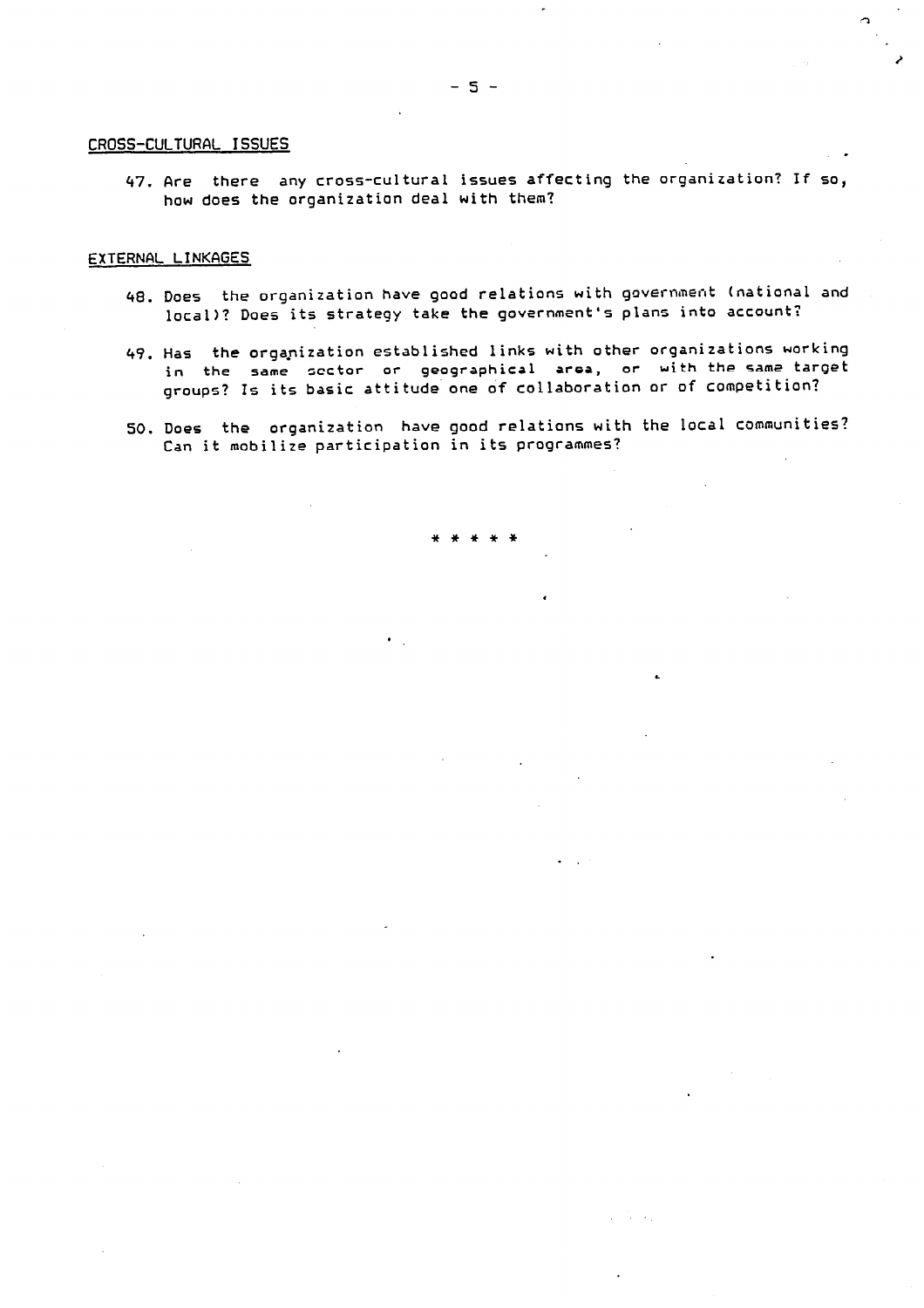## CROSS-CULTURAL ISSUES

47. Are there any cross-cultural issues affecting the organization? If so, how does the organization deal with them?

## EXTERNAL LINKAGES

48. Does the organization have good relations with government (national and local)? Does its strategy take the government's plans into account?

49. Has the organization established links with other organizations working in the same sector or geographical area, or with the same target groups? Is its basic attitude one of collaboration or of competition?

50. Does the organization have good relations with the local communities? Can it mobilize participation in its programmes?

\* \* \* \* \*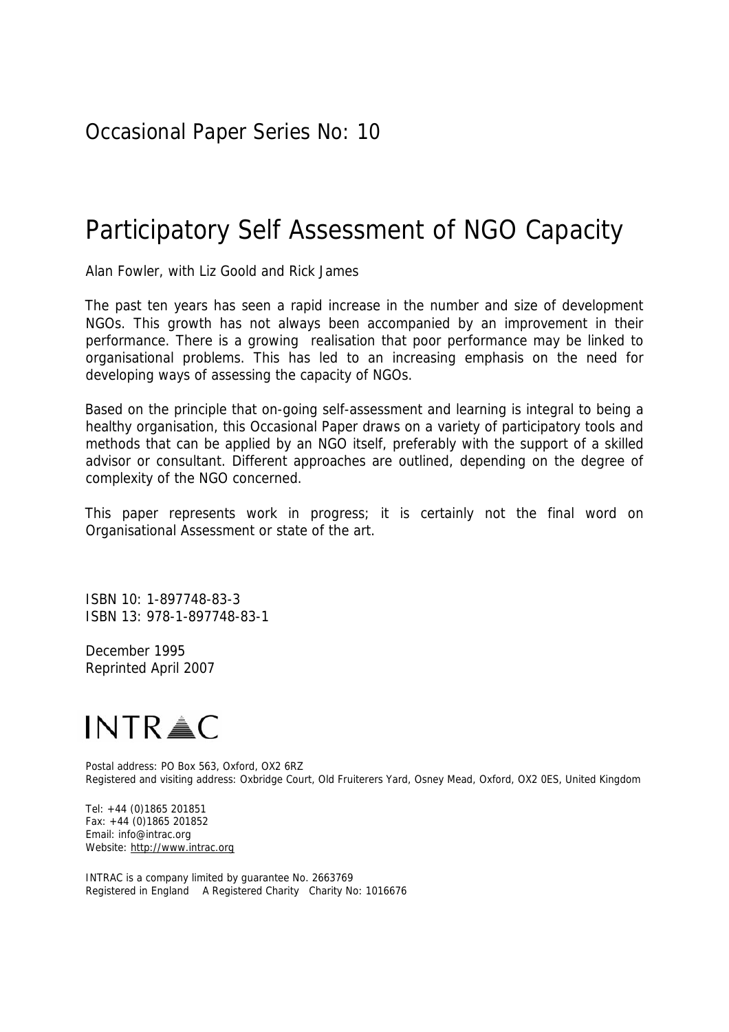Occasional Paper Series No: 10

# Participatory Self Assessment of NGO Capacity

Alan Fowler, with Liz Goold and Rick James

The past ten years has seen a rapid increase in the number and size of development NGOs. This growth has not always been accompanied by an improvement in their performance. There is a growing realisation that poor performance may be linked to organisational problems. This has led to an increasing emphasis on the need for developing ways of assessing the capacity of NGOs.

Based on the principle that on-going self-assessment and learning is integral to being a healthy organisation, this Occasional Paper draws on a variety of participatory tools and methods that can be applied by an NGO itself, preferably with the support of a skilled advisor or consultant. Different approaches are outlined, depending on the degree of complexity of the NGO concerned.

This paper represents work in progress; it is certainly not the final word on Organisational Assessment or state of the art.

ISBN 10: 1-897748-83-3
ISBN 13: 978-1-897748-83-1

December 1995
Reprinted April 2007

INTRAC

Postal address: PO Box 563, Oxford, OX2 6RZ
Registered and visiting address: Oxbridge Court, Old Fruiterers Yard, Osney Mead, Oxford, OX2 0ES, United Kingdom

Tel: +44 (0)1865 201851
Fax: +44 (0)1865 201852
Email: info@intrac.org
Website: http://www.intrac.org

INTRAC is a company limited by guarantee No. 2663769
Registered in England A Registered Charity Charity No: 1016676